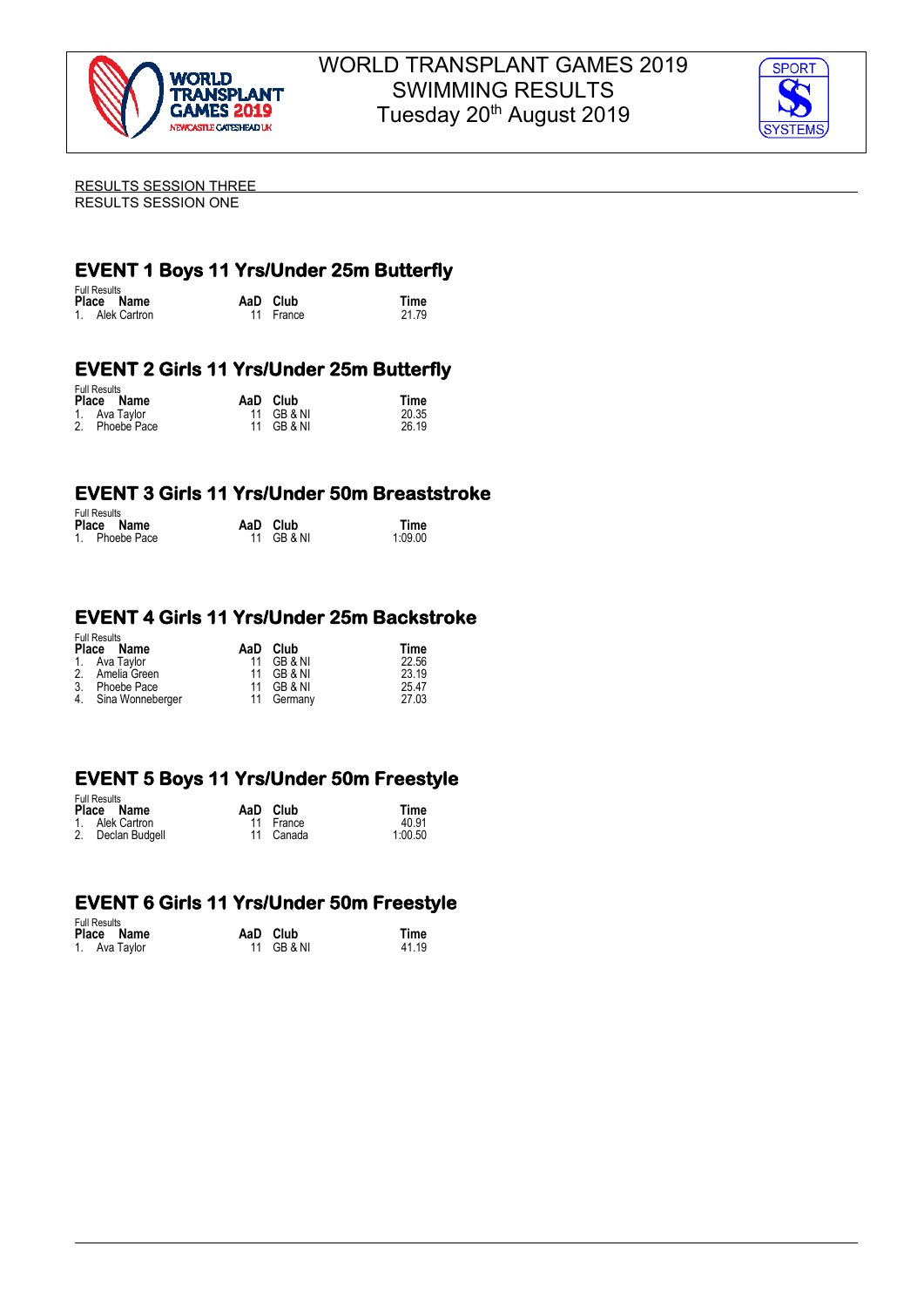# WORLD TRANSPLANT GAMES 2019
# SWIMMING RESULTS
# Tuesday 20th August 2019

RESULTS SESSION THREE

RESULTS SESSION ONE

## EVENT 1 Boys 11 Yrs/Under 25m Butterfly

Full Results

| Place | Name | AaD | Club | Time |
|---|---|---|---|---|
| 1. | Alek Cartron | 11 | France | 21.79 |

## EVENT 2 Girls 11 Yrs/Under 25m Butterfly

Full Results

| Place | Name | AaD | Club | Time |
|---|---|---|---|---|
| 1. | Ava Taylor | 11 | GB & NI | 20.35 |
| 2. | Phoebe Pace | 11 | GB & NI | 26.19 |

## EVENT 3 Girls 11 Yrs/Under 50m Breaststroke

Full Results

| Place | Name | AaD | Club | Time |
|---|---|---|---|---|
| 1. | Phoebe Pace | 11 | GB & NI | 1:09.00 |

## EVENT 4 Girls 11 Yrs/Under 25m Backstroke

Full Results

| Place | Name | AaD | Club | Time |
|---|---|---|---|---|
| 1. | Ava Taylor | 11 | GB & NI | 22.56 |
| 2. | Amelia Green | 11 | GB & NI | 23.19 |
| 3. | Phoebe Pace | 11 | GB & NI | 25.47 |
| 4. | Sina Wonneberger | 11 | Germany | 27.03 |

## EVENT 5 Boys 11 Yrs/Under 50m Freestyle

Full Results

| Place | Name | AaD | Club | Time |
|---|---|---|---|---|
| 1. | Alek Cartron | 11 | France | 40.91 |
| 2. | Declan Budgell | 11 | Canada | 1:00.50 |

## EVENT 6 Girls 11 Yrs/Under 50m Freestyle

Full Results

| Place | Name | AaD | Club | Time |
|---|---|---|---|---|
| 1. | Ava Taylor | 11 | GB & NI | 41.19 |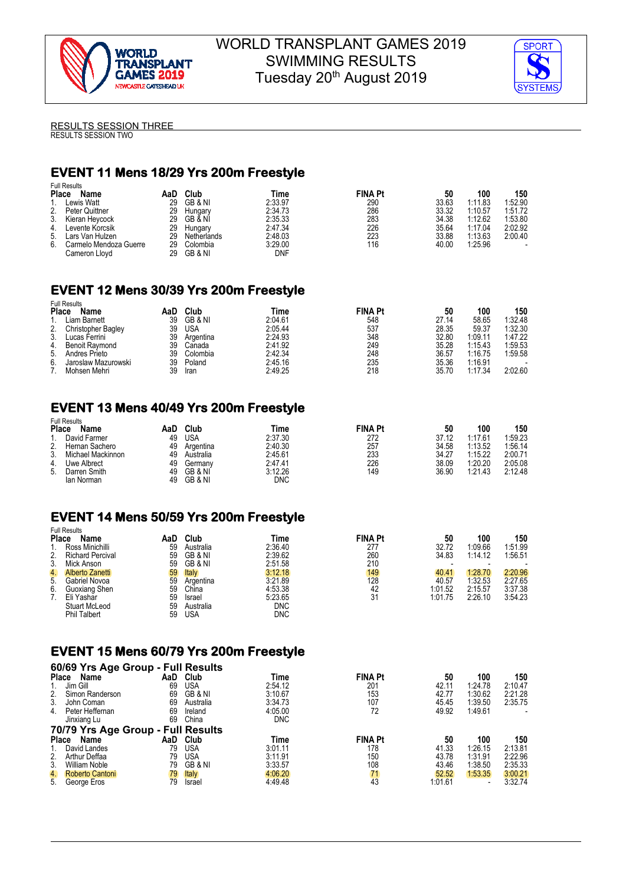WORLD TRANSPLANT GAMES 2019
SWIMMING RESULTS
Tuesday 20th August 2019

RESULTS SESSION THREE
RESULTS SESSION TWO

## EVENT 11 Mens 18/29 Yrs 200m Freestyle

Full Results

| Place | Name | AaD | Club | Time | FINA Pt | 50 | 100 | 150 |
|---|---|---|---|---|---|---|---|---|
| 1. | Lewis Watt | 29 | GB & NI | 2:33.97 | 290 | 33.63 | 1:11.83 | 1:52.90 |
| 2. | Peter Quittner | 29 | Hungary | 2:34.73 | 286 | 33.32 | 1:10.57 | 1:51.72 |
| 3. | Kieran Heycock | 29 | GB & NI | 2:35.33 | 283 | 34.38 | 1:12.62 | 1:53.80 |
| 4. | Levente Korcsik | 29 | Hungary | 2:47.34 | 226 | 35.64 | 1:17.04 | 2:02.92 |
| 5. | Lars Van Hulzen | 29 | Netherlands | 2:48.03 | 223 | 33.88 | 1:13.63 | 2:00.40 |
| 6. | Carmelo Mendoza Guerre | 29 | Colombia | 3:29.00 | 116 | 40.00 | 1:25.96 | - |
| | Cameron Lloyd | 29 | GB & NI | DNF | | | | |

## EVENT 12 Mens 30/39 Yrs 200m Freestyle

Full Results

| Place | Name | AaD | Club | Time | FINA Pt | 50 | 100 | 150 |
|---|---|---|---|---|---|---|---|---|
| 1. | Liam Barnett | 39 | GB & NI | 2:04.61 | 548 | 27.14 | 58.65 | 1:32.48 |
| 2. | Christopher Bagley | 39 | USA | 2:05.44 | 537 | 28.35 | 59.37 | 1:32.30 |
| 3. | Lucas Ferrini | 39 | Argentina | 2:24.93 | 348 | 32.80 | 1:09.11 | 1:47.22 |
| 4. | Benoit Raymond | 39 | Canada | 2:41.92 | 249 | 35.28 | 1:15.43 | 1:59.53 |
| 5. | Andres Prieto | 39 | Colombia | 2:42.34 | 248 | 36.57 | 1:16.75 | 1:59.58 |
| 6. | Jaroslaw Mazurowski | 39 | Poland | 2:45.16 | 235 | 35.36 | 1:16.91 | - |
| 7. | Mohsen Mehri | 39 | Iran | 2:49.25 | 218 | 35.70 | 1:17.34 | 2:02.60 |

## EVENT 13 Mens 40/49 Yrs 200m Freestyle

Full Results

| Place | Name | AaD | Club | Time | FINA Pt | 50 | 100 | 150 |
|---|---|---|---|---|---|---|---|---|
| 1. | David Farmer | 49 | USA | 2:37.30 | 272 | 37.12 | 1:17.61 | 1:59.23 |
| 2. | Hernan Sachero | 49 | Argentina | 2:40.30 | 257 | 34.58 | 1:13.52 | 1:56.14 |
| 3. | Michael Mackinnon | 49 | Australia | 2:45.61 | 233 | 34.27 | 1:15.22 | 2:00.71 |
| 4. | Uwe Albrecht | 49 | Germany | 2:47.41 | 226 | 38.09 | 1:20.20 | 2:05.08 |
| 5. | Darren Smith | 49 | GB & NI | 3:12.26 | 149 | 36.90 | 1:21.43 | 2:12.48 |
| | Ian Norman | 49 | GB & NI | DNC | | | | |

## EVENT 14 Mens 50/59 Yrs 200m Freestyle

Full Results

| Place | Name | AaD | Club | Time | FINA Pt | 50 | 100 | 150 |
|---|---|---|---|---|---|---|---|---|
| 1. | Ross Minichilli | 59 | Australia | 2:36.40 | 277 | 32.72 | 1:09.66 | 1:51.99 |
| 2. | Richard Percival | 59 | GB & NI | 2:39.62 | 260 | 34.83 | 1:14.12 | 1:56.51 |
| 3. | Mick Anson | 59 | GB & NI | 2:51.58 | 210 | - | - | - |
| 4. | Alberto Zanetti | 59 | Italy | 3:12.18 | 149 | 40.41 | 1:28.70 | 2:20.96 |
| 5. | Gabriel Novoa | 59 | Argentina | 3:21.89 | 128 | 40.57 | 1:32.53 | 2:27.65 |
| 6. | Guoxiang Shen | 59 | China | 4:53.38 | 42 | 1:01.52 | 2:15.57 | 3:37.38 |
| 7. | Eli Yashar | 59 | Israel | 5:23.65 | 31 | 1:01.75 | 2:26.10 | 3:54.23 |
| | Stuart McLeod | 59 | Australia | DNC | | | | |
| | Phil Talbert | 59 | USA | DNC | | | | |

## EVENT 15 Mens 60/79 Yrs 200m Freestyle

### 60/69 Yrs Age Group - Full Results

| Place | Name | AaD | Club | Time | FINA Pt | 50 | 100 | 150 |
|---|---|---|---|---|---|---|---|---|
| 1. | Jim Gill | 69 | USA | 2:54.12 | 201 | 42.11 | 1:24.78 | 2:10.47 |
| 2. | Simon Randerson | 69 | GB & NI | 3:10.67 | 153 | 42.77 | 1:30.62 | 2:21.28 |
| 3. | John Coman | 69 | Australia | 3:34.73 | 107 | 45.45 | 1:39.50 | 2:35.75 |
| 4. | Peter Heffernan | 69 | Ireland | 4:05.00 | 72 | 49.92 | 1:49.61 | - |
| | Jinxiang Lu | 69 | China | DNC | | | | |

### 70/79 Yrs Age Group - Full Results

| Place | Name | AaD | Club | Time | FINA Pt | 50 | 100 | 150 |
|---|---|---|---|---|---|---|---|---|
| 1. | David Landes | 79 | USA | 3:01.11 | 178 | 41.33 | 1:26.15 | 2:13.81 |
| 2. | Arthur Deffaa | 79 | USA | 3:11.91 | 150 | 43.78 | 1:31.91 | 2:22.96 |
| 3. | William Noble | 79 | GB & NI | 3:33.57 | 108 | 43.46 | 1:38.50 | 2:35.33 |
| 4. | Roberto Cantoni | 79 | Italy | 4:06.20 | 71 | 52.52 | 1:53.35 | 3:00.21 |
| 5. | George Eros | 79 | Israel | 4:49.48 | 43 | 1:01.61 | - | 3:32.74 |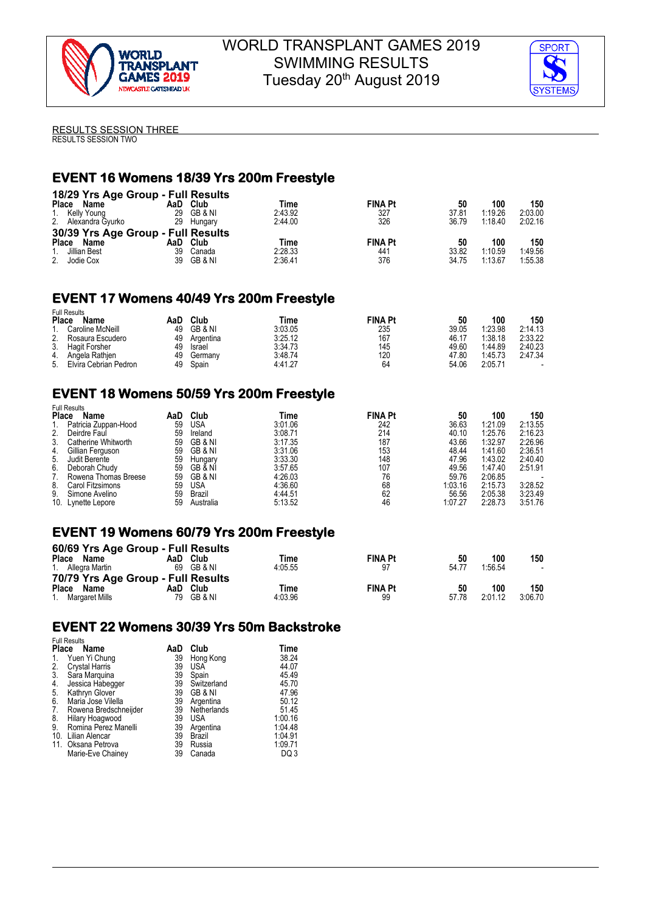RESULTS SESSION THREE
RESULTS SESSION TWO

## EVENT 16 Womens 18/39 Yrs 200m Freestyle

### 18/29 Yrs Age Group - Full Results

| Place | Name | AaD | Club | Time | FINA Pt | 50 | 100 | 150 |
|---|---|---|---|---|---|---|---|---|
| 1. | Kelly Young | 29 | GB & NI | 2:43.92 | 327 | 37.81 | 1:19.26 | 2:03.00 |
| 2. | Alexandra Gyurko | 29 | Hungary | 2:44.00 | 326 | 36.79 | 1:18.40 | 2:02.16 |

### 30/39 Yrs Age Group - Full Results

| Place | Name | AaD | Club | Time | FINA Pt | 50 | 100 | 150 |
|---|---|---|---|---|---|---|---|---|
| 1. | Jillian Best | 39 | Canada | 2:28.33 | 441 | 33.82 | 1:10.59 | 1:49.56 |
| 2. | Jodie Cox | 39 | GB & NI | 2:36.41 | 376 | 34.75 | 1:13.67 | 1:55.38 |

## EVENT 17 Womens 40/49 Yrs 200m Freestyle

Full Results

| Place | Name | AaD | Club | Time | FINA Pt | 50 | 100 | 150 |
|---|---|---|---|---|---|---|---|---|
| 1. | Caroline McNeill | 49 | GB & NI | 3:03.05 | 235 | 39.05 | 1:23.98 | 2:14.13 |
| 2. | Rosaura Escudero | 49 | Argentina | 3:25.12 | 167 | 46.17 | 1:38.18 | 2:33.22 |
| 3. | Hagit Forsher | 49 | Israel | 3:34.73 | 145 | 49.60 | 1:44.89 | 2:40.23 |
| 4. | Angela Rathjen | 49 | Germany | 3:48.74 | 120 | 47.80 | 1:45.73 | 2:47.34 |
| 5. | Elvira Cebrian Pedron | 49 | Spain | 4:41.27 | 64 | 54.06 | 2:05.71 | - |

## EVENT 18 Womens 50/59 Yrs 200m Freestyle

Full Results

| Place | Name | AaD | Club | Time | FINA Pt | 50 | 100 | 150 |
|---|---|---|---|---|---|---|---|---|
| 1. | Patricia Zuppan-Hood | 59 | USA | 3:01.06 | 242 | 36.63 | 1:21.09 | 2:13.55 |
| 2. | Deirdre Faul | 59 | Ireland | 3:08.71 | 214 | 40.10 | 1:25.76 | 2:16.23 |
| 3. | Catherine Whitworth | 59 | GB & NI | 3:17.35 | 187 | 43.66 | 1:32.97 | 2:26.96 |
| 4. | Gillian Ferguson | 59 | GB & NI | 3:31.06 | 153 | 48.44 | 1:41.60 | 2:36.51 |
| 5. | Judit Berente | 59 | Hungary | 3:33.30 | 148 | 47.96 | 1:43.02 | 2:40.40 |
| 6. | Deborah Chudy | 59 | GB & NI | 3:57.65 | 107 | 49.56 | 1:47.40 | 2:51.91 |
| 7. | Rowena Thomas Breese | 59 | GB & NI | 4:26.03 | 76 | 59.76 | 2:06.85 | - |
| 8. | Carol Fitzsimons | 59 | USA | 4:36.60 | 68 | 1:03.16 | 2:15.73 | 3:28.52 |
| 9. | Simone Avelino | 59 | Brazil | 4:44.51 | 62 | 56.56 | 2:05.38 | 3:23.49 |
| 10. | Lynette Lepore | 59 | Australia | 5:13.52 | 46 | 1:07.27 | 2:28.73 | 3:51.76 |

## EVENT 19 Womens 60/79 Yrs 200m Freestyle

### 60/69 Yrs Age Group - Full Results

| Place | Name | AaD | Club | Time | FINA Pt | 50 | 100 | 150 |
|---|---|---|---|---|---|---|---|---|
| 1. | Allegra Martin | 69 | GB & NI | 4:05.55 | 97 | 54.77 | 1:56.54 | - |

### 70/79 Yrs Age Group - Full Results

| Place | Name | AaD | Club | Time | FINA Pt | 50 | 100 | 150 |
|---|---|---|---|---|---|---|---|---|
| 1. | Margaret Mills | 79 | GB & NI | 4:03.96 | 99 | 57.78 | 2:01.12 | 3:06.70 |

## EVENT 22 Womens 30/39 Yrs 50m Backstroke

Full Results

| Place | Name | AaD | Club | Time |
|---|---|---|---|---|
| 1. | Yuen Yi Chung | 39 | Hong Kong | 38.24 |
| 2. | Crystal Harris | 39 | USA | 44.07 |
| 3. | Sara Marquina | 39 | Spain | 45.49 |
| 4. | Jessica Habegger | 39 | Switzerland | 45.70 |
| 5. | Kathryn Glover | 39 | GB & NI | 47.96 |
| 6. | Maria Jose Vilella | 39 | Argentina | 50.12 |
| 7. | Rowena Bredschneijder | 39 | Netherlands | 51.45 |
| 8. | Hilary Hoagwood | 39 | USA | 1:00.16 |
| 9. | Romina Perez Manelli | 39 | Argentina | 1:04.48 |
| 10. | Lilian Alencar | 39 | Brazil | 1:04.91 |
| 11. | Oksana Petrova | 39 | Russia | 1:09.71 |
| | Marie-Eve Chainey | 39 | Canada | DQ 3 |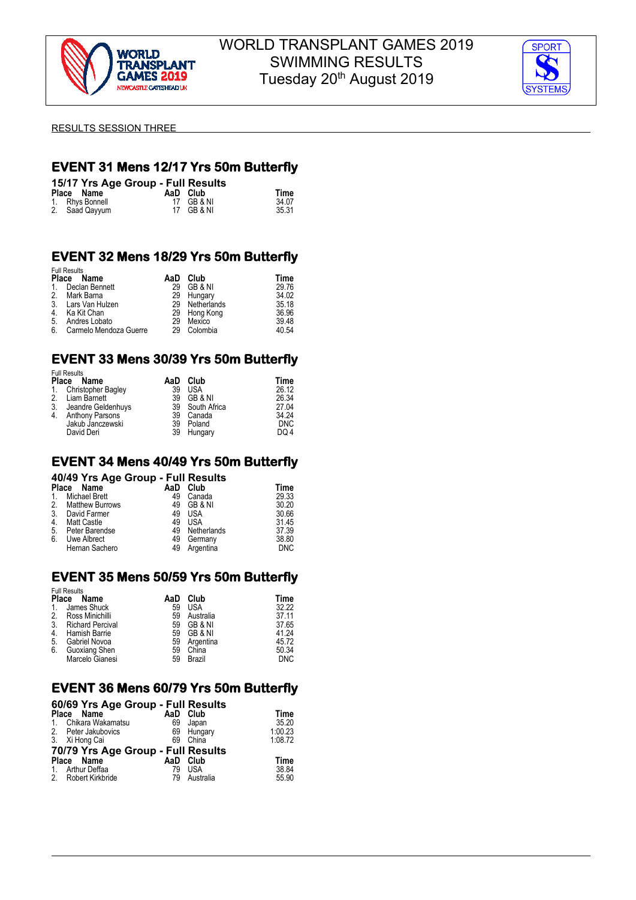# WORLD TRANSPLANT GAMES 2019
## SWIMMING RESULTS
## Tuesday 20th August 2019

RESULTS SESSION THREE

## EVENT 31 Mens 12/17 Yrs 50m Butterfly

### 15/17 Yrs Age Group - Full Results

| Place | Name | AaD | Club | Time |
|---|---|---|---|---|
| 1. | Rhys Bonnell | 17 | GB & NI | 34.07 |
| 2. | Saad Qayyum | 17 | GB & NI | 35.31 |

## EVENT 32 Mens 18/29 Yrs 50m Butterfly

Full Results

| Place | Name | AaD | Club | Time |
|---|---|---|---|---|
| 1. | Declan Bennett | 29 | GB & NI | 29.76 |
| 2. | Mark Barna | 29 | Hungary | 34.02 |
| 3. | Lars Van Hulzen | 29 | Netherlands | 35.18 |
| 4. | Ka Kit Chan | 29 | Hong Kong | 36.96 |
| 5. | Andres Lobato | 29 | Mexico | 39.48 |
| 6. | Carmelo Mendoza Guerre | 29 | Colombia | 40.54 |

## EVENT 33 Mens 30/39 Yrs 50m Butterfly

Full Results

| Place | Name | AaD | Club | Time |
|---|---|---|---|---|
| 1. | Christopher Bagley | 39 | USA | 26.12 |
| 2. | Liam Barnett | 39 | GB & NI | 26.34 |
| 3. | Jeandre Geldenhuys | 39 | South Africa | 27.04 |
| 4. | Anthony Parsons | 39 | Canada | 34.24 |
| | Jakub Janczewski | 39 | Poland | DNC |
| | David Deri | 39 | Hungary | DQ 4 |

## EVENT 34 Mens 40/49 Yrs 50m Butterfly

### 40/49 Yrs Age Group - Full Results

| Place | Name | AaD | Club | Time |
|---|---|---|---|---|
| 1. | Michael Brett | 49 | Canada | 29.33 |
| 2. | Matthew Burrows | 49 | GB & NI | 30.20 |
| 3. | David Farmer | 49 | USA | 30.66 |
| 4. | Matt Castle | 49 | USA | 31.45 |
| 5. | Peter Barendse | 49 | Netherlands | 37.39 |
| 6. | Uwe Albrect | 49 | Germany | 38.80 |
| | Hernan Sachero | 49 | Argentina | DNC |

## EVENT 35 Mens 50/59 Yrs 50m Butterfly

Full Results

| Place | Name | AaD | Club | Time |
|---|---|---|---|---|
| 1. | James Shuck | 59 | USA | 32.22 |
| 2. | Ross Minichilli | 59 | Australia | 37.11 |
| 3. | Richard Percival | 59 | GB & NI | 37.65 |
| 4. | Hamish Barrie | 59 | GB & NI | 41.24 |
| 5. | Gabriel Novoa | 59 | Argentina | 45.72 |
| 6. | Guoxiang Shen | 59 | China | 50.34 |
| | Marcelo Gianesi | 59 | Brazil | DNC |

## EVENT 36 Mens 60/79 Yrs 50m Butterfly

### 60/69 Yrs Age Group - Full Results

| Place | Name | AaD | Club | Time |
|---|---|---|---|---|
| 1. | Chikara Wakamatsu | 69 | Japan | 35.20 |
| 2. | Peter Jakubovics | 69 | Hungary | 1:00.23 |
| 3. | Xi Hong Cai | 69 | China | 1:08.72 |

### 70/79 Yrs Age Group - Full Results

| Place | Name | AaD | Club | Time |
|---|---|---|---|---|
| 1. | Arthur Deffaa | 79 | USA | 38.84 |
| 2. | Robert Kirkbride | 79 | Australia | 55.90 |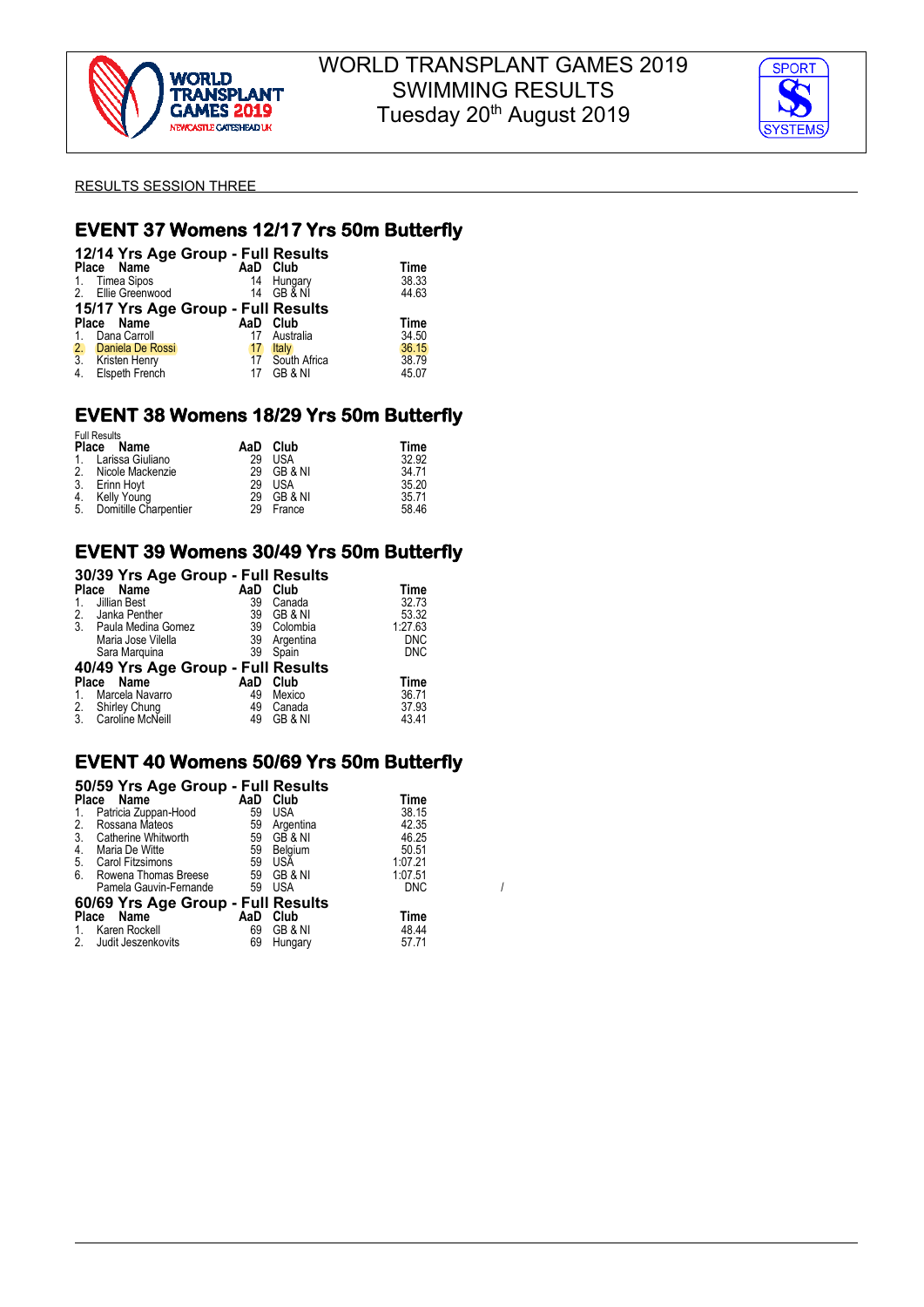# WORLD TRANSPLANT GAMES 2019
# SWIMMING RESULTS
# Tuesday 20th August 2019

RESULTS SESSION THREE

## EVENT 37 Womens 12/17 Yrs 50m Butterfly

### 12/14 Yrs Age Group - Full Results

| Place | Name | AaD | Club | Time |
|---|---|---|---|---|
| 1. | Timea Sipos | 14 | Hungary | 38.33 |
| 2. | Ellie Greenwood | 14 | GB & NI | 44.63 |

### 15/17 Yrs Age Group - Full Results

| Place | Name | AaD | Club | Time |
|---|---|---|---|---|
| 1. | Dana Carroll | 17 | Australia | 34.50 |
| 2. | Daniela De Rossi | 17 | Italy | 36.15 |
| 3. | Kristen Henry | 17 | South Africa | 38.79 |
| 4. | Elspeth French | 17 | GB & NI | 45.07 |

## EVENT 38 Womens 18/29 Yrs 50m Butterfly

Full Results

| Place | Name | AaD | Club | Time |
|---|---|---|---|---|
| 1. | Larissa Giuliano | 29 | USA | 32.92 |
| 2. | Nicole Mackenzie | 29 | GB & NI | 34.71 |
| 3. | Erinn Hoyt | 29 | USA | 35.20 |
| 4. | Kelly Young | 29 | GB & NI | 35.71 |
| 5. | Domitille Charpentier | 29 | France | 58.46 |

## EVENT 39 Womens 30/49 Yrs 50m Butterfly

### 30/39 Yrs Age Group - Full Results

| Place | Name | AaD | Club | Time |
|---|---|---|---|---|
| 1. | Jillian Best | 39 | Canada | 32.73 |
| 2. | Janka Penther | 39 | GB & NI | 53.32 |
| 3. | Paula Medina Gomez | 39 | Colombia | 1:27.63 |
| | Maria Jose Vilella | 39 | Argentina | DNC |
| | Sara Marquina | 39 | Spain | DNC |

### 40/49 Yrs Age Group - Full Results

| Place | Name | AaD | Club | Time |
|---|---|---|---|---|
| 1. | Marcela Navarro | 49 | Mexico | 36.71 |
| 2. | Shirley Chung | 49 | Canada | 37.93 |
| 3. | Caroline McNeill | 49 | GB & NI | 43.41 |

## EVENT 40 Womens 50/69 Yrs 50m Butterfly

### 50/59 Yrs Age Group - Full Results

| Place | Name | AaD | Club | Time |
|---|---|---|---|---|
| 1. | Patricia Zuppan-Hood | 59 | USA | 38.15 |
| 2. | Rossana Mateos | 59 | Argentina | 42.35 |
| 3. | Catherine Whitworth | 59 | GB & NI | 46.25 |
| 4. | Maria De Witte | 59 | Belgium | 50.51 |
| 5. | Carol Fitzsimons | 59 | USA | 1:07.21 |
| 6. | Rowena Thomas Breese | 59 | GB & NI | 1:07.51 |
| | Pamela Gauvin-Fernande | 59 | USA | DNC |

### 60/69 Yrs Age Group - Full Results

| Place | Name | AaD | Club | Time |
|---|---|---|---|---|
| 1. | Karen Rockell | 69 | GB & NI | 48.44 |
| 2. | Judit Jeszenkovits | 69 | Hungary | 57.71 |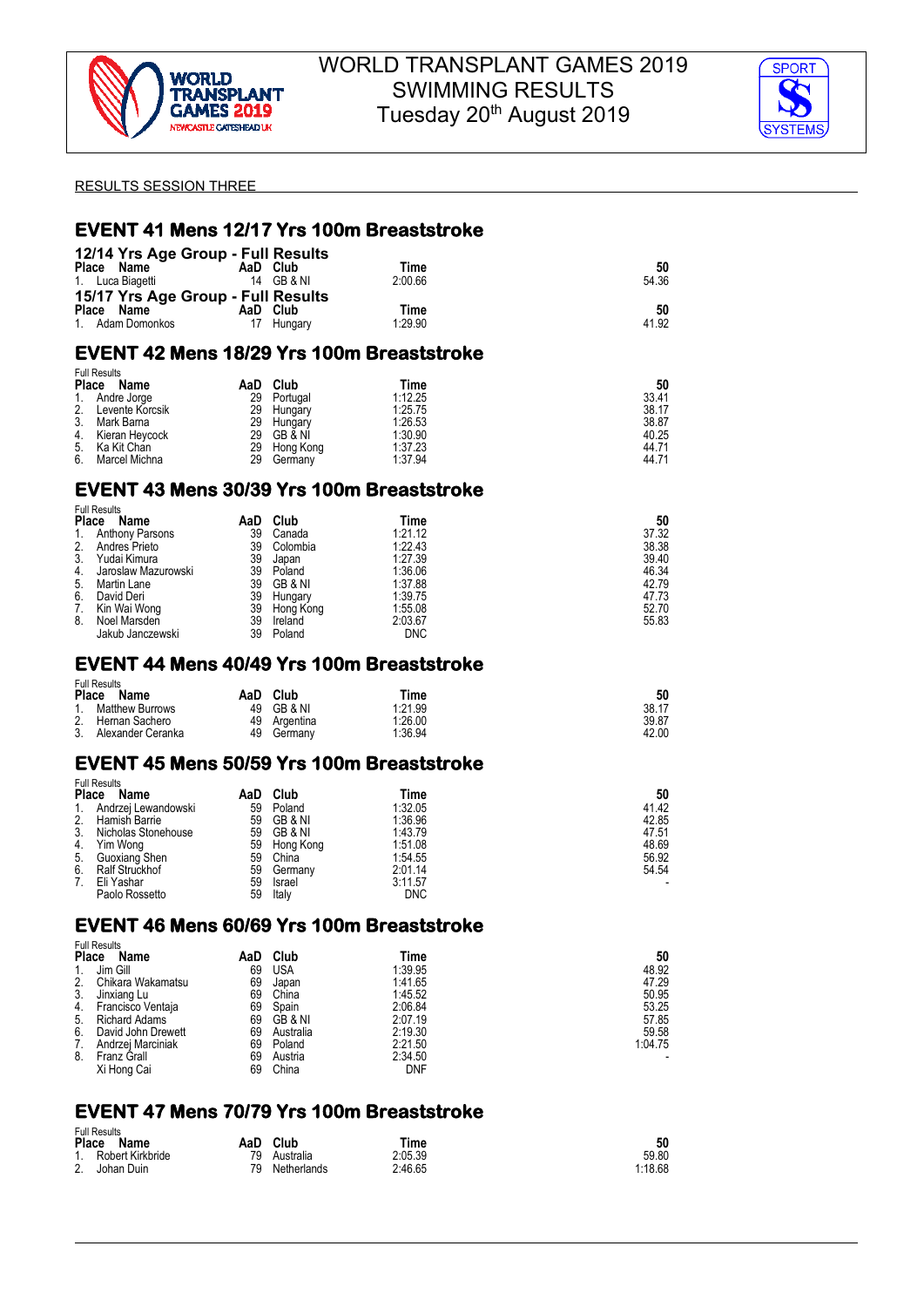# WORLD TRANSPLANT GAMES 2019
# SWIMMING RESULTS
# Tuesday 20th August 2019

RESULTS SESSION THREE

## EVENT 41 Mens 12/17 Yrs 100m Breaststroke

### 12/14 Yrs Age Group - Full Results

| Place | Name | AaD | Club | Time | 50 |
|---|---|---|---|---|---|
| 1. | Luca Biagetti | 14 | GB & NI | 2:00.66 | 54.36 |

### 15/17 Yrs Age Group - Full Results

| Place | Name | AaD | Club | Time | 50 |
|---|---|---|---|---|---|
| 1. | Adam Domonkos | 17 | Hungary | 1:29.90 | 41.92 |

## EVENT 42 Mens 18/29 Yrs 100m Breaststroke

Full Results

| Place | Name | AaD | Club | Time | 50 |
|---|---|---|---|---|---|
| 1. | Andre Jorge | 29 | Portugal | 1:12.25 | 33.41 |
| 2. | Levente Korcsik | 29 | Hungary | 1:25.75 | 38.17 |
| 3. | Mark Barna | 29 | Hungary | 1:26.53 | 38.87 |
| 4. | Kieran Heycock | 29 | GB & NI | 1:30.90 | 40.25 |
| 5. | Ka Kit Chan | 29 | Hong Kong | 1:37.23 | 44.71 |
| 6. | Marcel Michna | 29 | Germany | 1:37.94 | 44.71 |

## EVENT 43 Mens 30/39 Yrs 100m Breaststroke

Full Results

| Place | Name | AaD | Club | Time | 50 |
|---|---|---|---|---|---|
| 1. | Anthony Parsons | 39 | Canada | 1:21.12 | 37.32 |
| 2. | Andres Prieto | 39 | Colombia | 1:22.43 | 38.38 |
| 3. | Yudai Kimura | 39 | Japan | 1:27.39 | 39.40 |
| 4. | Jaroslaw Mazurowski | 39 | Poland | 1:36.06 | 46.34 |
| 5. | Martin Lane | 39 | GB & NI | 1:37.88 | 42.79 |
| 6. | David Deri | 39 | Hungary | 1:39.75 | 47.73 |
| 7. | Kin Wai Wong | 39 | Hong Kong | 1:55.08 | 52.70 |
| 8. | Noel Marsden | 39 | Ireland | 2:03.67 | 55.83 |
| | Jakub Janczewski | 39 | Poland | DNC | |

## EVENT 44 Mens 40/49 Yrs 100m Breaststroke

Full Results

| Place | Name | AaD | Club | Time | 50 |
|---|---|---|---|---|---|
| 1. | Matthew Burrows | 49 | GB & NI | 1:21.99 | 38.17 |
| 2. | Hernan Sachero | 49 | Argentina | 1:26.00 | 39.87 |
| 3. | Alexander Ceranka | 49 | Germany | 1:36.94 | 42.00 |

## EVENT 45 Mens 50/59 Yrs 100m Breaststroke

Full Results

| Place | Name | AaD | Club | Time | 50 |
|---|---|---|---|---|---|
| 1. | Andrzej Lewandowski | 59 | Poland | 1:32.05 | 41.42 |
| 2. | Hamish Barrie | 59 | GB & NI | 1:36.96 | 42.85 |
| 3. | Nicholas Stonehouse | 59 | GB & NI | 1:43.79 | 47.51 |
| 4. | Yim Wong | 59 | Hong Kong | 1:51.08 | 48.69 |
| 5. | Guoxiang Shen | 59 | China | 1:54.55 | 56.92 |
| 6. | Ralf Struckhof | 59 | Germany | 2:01.14 | 54.54 |
| 7. | Eli Yashar | 59 | Israel | 3:11.57 | - |
| | Paolo Rossetto | 59 | Italy | DNC | |

## EVENT 46 Mens 60/69 Yrs 100m Breaststroke

Full Results

| Place | Name | AaD | Club | Time | 50 |
|---|---|---|---|---|---|
| 1. | Jim Gill | 69 | USA | 1:39.95 | 48.92 |
| 2. | Chikara Wakamatsu | 69 | Japan | 1:41.65 | 47.29 |
| 3. | Jinxiang Lu | 69 | China | 1:45.52 | 50.95 |
| 4. | Francisco Ventaja | 69 | Spain | 2:06.84 | 53.25 |
| 5. | Richard Adams | 69 | GB & NI | 2:07.19 | 57.85 |
| 6. | David John Drewett | 69 | Australia | 2:19.30 | 59.58 |
| 7. | Andrzej Marciniak | 69 | Poland | 2:21.50 | 1:04.75 |
| 8. | Franz Grall | 69 | Austria | 2:34.50 | - |
| | Xi Hong Cai | 69 | China | DNF | |

## EVENT 47 Mens 70/79 Yrs 100m Breaststroke

Full Results

| Place | Name | AaD | Club | Time | 50 |
|---|---|---|---|---|---|
| 1. | Robert Kirkbride | 79 | Australia | 2:05.39 | 59.80 |
| 2. | Johan Duin | 79 | Netherlands | 2:46.65 | 1:18.68 |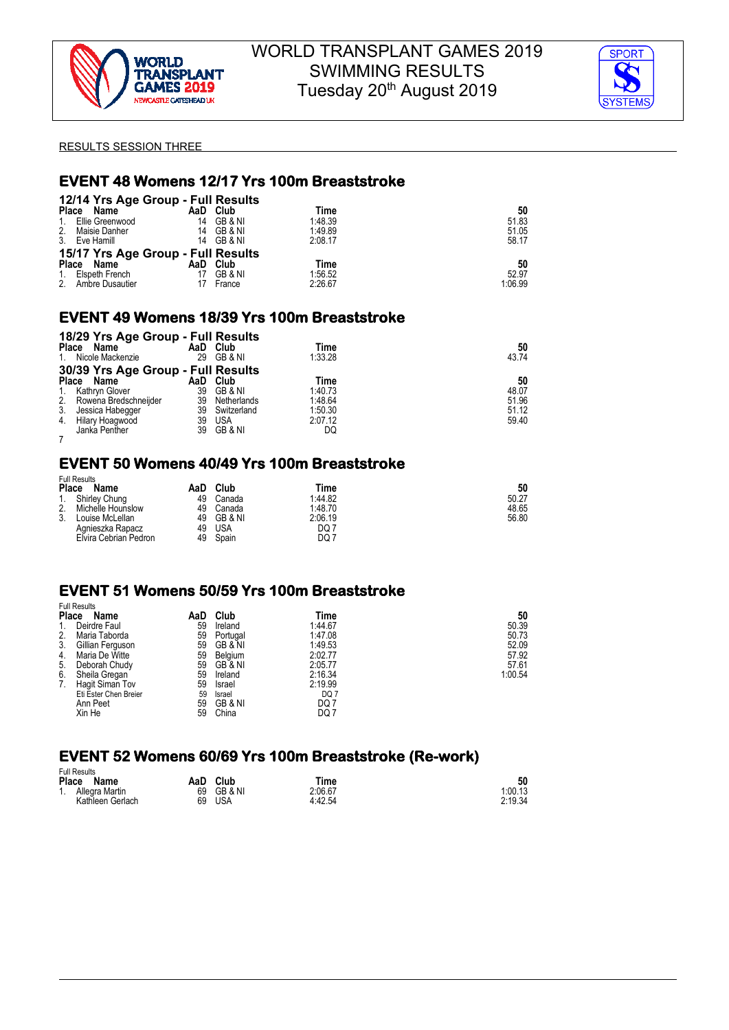# WORLD TRANSPLANT GAMES 2019
## SWIMMING RESULTS
### Tuesday 20th August 2019

RESULTS SESSION THREE

## EVENT 48 Womens 12/17 Yrs 100m Breaststroke

### 12/14 Yrs Age Group - Full Results

| Place | Name | AaD | Club | Time | 50 |
|---|---|---|---|---|---|
| 1. | Ellie Greenwood | 14 | GB & NI | 1:48.39 | 51.83 |
| 2. | Maisie Danher | 14 | GB & NI | 1:49.89 | 51.05 |
| 3. | Eve Hamill | 14 | GB & NI | 2:08.17 | 58.17 |

### 15/17 Yrs Age Group - Full Results

| Place | Name | AaD | Club | Time | 50 |
|---|---|---|---|---|---|
| 1. | Elspeth French | 17 | GB & NI | 1:56.52 | 52.97 |
| 2. | Ambre Dusautier | 17 | France | 2:26.67 | 1:06.99 |

## EVENT 49 Womens 18/39 Yrs 100m Breaststroke

### 18/29 Yrs Age Group - Full Results

| Place | Name | AaD | Club | Time | 50 |
|---|---|---|---|---|---|
| 1. | Nicole Mackenzie | 29 | GB & NI | 1:33.28 | 43.74 |

### 30/39 Yrs Age Group - Full Results

| Place | Name | AaD | Club | Time | 50 |
|---|---|---|---|---|---|
| 1. | Kathryn Glover | 39 | GB & NI | 1:40.73 | 48.07 |
| 2. | Rowena Bredschneijder | 39 | Netherlands | 1:48.64 | 51.96 |
| 3. | Jessica Habegger | 39 | Switzerland | 1:50.30 | 51.12 |
| 4. | Hilary Hoagwood | 39 | USA | 2:07.12 | 59.40 |
| | Janka Penther | 39 | GB & NI | DQ | |

7

## EVENT 50 Womens 40/49 Yrs 100m Breaststroke

Full Results

| Place | Name | AaD | Club | Time | 50 |
|---|---|---|---|---|---|
| 1. | Shirley Chung | 49 | Canada | 1:44.82 | 50.27 |
| 2. | Michelle Hounslow | 49 | Canada | 1:48.70 | 48.65 |
| 3. | Louise McLellan | 49 | GB & NI | 2:06.19 | 56.80 |
| | Agnieszka Rapacz | 49 | USA | DQ 7 | |
| | Elvira Cebrian Pedron | 49 | Spain | DQ 7 | |

## EVENT 51 Womens 50/59 Yrs 100m Breaststroke

Full Results

| Place | Name | AaD | Club | Time | 50 |
|---|---|---|---|---|---|
| 1. | Deirdre Faul | 59 | Ireland | 1:44.67 | 50.39 |
| 2. | Maria Taborda | 59 | Portugal | 1:47.08 | 50.73 |
| 3. | Gillian Ferguson | 59 | GB & NI | 1:49.53 | 52.09 |
| 4. | Maria De Witte | 59 | Belgium | 2:02.77 | 57.92 |
| 5. | Deborah Chudy | 59 | GB & NI | 2:05.77 | 57.61 |
| 6. | Sheila Gregan | 59 | Ireland | 2:16.34 | 1:00.54 |
| 7. | Hagit Siman Tov | 59 | Israel | 2:19.99 | |
| | Eti Ester Chen Breier | 59 | Israel | DQ 7 | |
| | Ann Peet | 59 | GB & NI | DQ 7 | |
| | Xin He | 59 | China | DQ 7 | |

## EVENT 52 Womens 60/69 Yrs 100m Breaststroke (Re-work)

Full Results

| Place | Name | AaD | Club | Time | 50 |
|---|---|---|---|---|---|
| 1. | Allegra Martin | 69 | GB & NI | 2:06.67 | 1:00.13 |
| | Kathleen Gerlach | 69 | USA | 4:42.54 | 2:19.34 |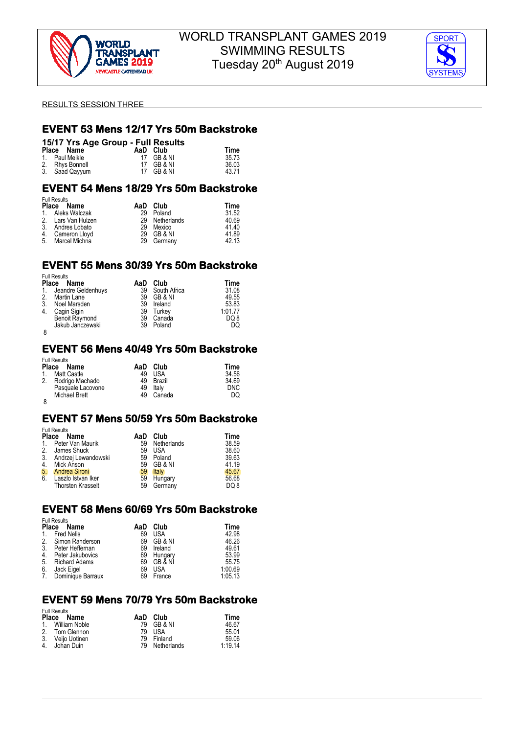WORLD TRANSPLANT GAMES 2019
SWIMMING RESULTS
Tuesday 20th August 2019

RESULTS SESSION THREE

## EVENT 53 Mens 12/17 Yrs 50m Backstroke

### 15/17 Yrs Age Group - Full Results

| Place | Name | AaD | Club | Time |
|---|---|---|---|---|
| 1. | Paul Meikle | 17 | GB & NI | 35.73 |
| 2. | Rhys Bonnell | 17 | GB & NI | 36.03 |
| 3. | Saad Qayyum | 17 | GB & NI | 43.71 |

## EVENT 54 Mens 18/29 Yrs 50m Backstroke

Full Results

| Place | Name | AaD | Club | Time |
|---|---|---|---|---|
| 1. | Aleks Walczak | 29 | Poland | 31.52 |
| 2. | Lars Van Hulzen | 29 | Netherlands | 40.69 |
| 3. | Andres Lobato | 29 | Mexico | 41.40 |
| 4. | Cameron Lloyd | 29 | GB & NI | 41.89 |
| 5. | Marcel Michna | 29 | Germany | 42.13 |

## EVENT 55 Mens 30/39 Yrs 50m Backstroke

Full Results

| Place | Name | AaD | Club | Time |
|---|---|---|---|---|
| 1. | Jeandre Geldenhuys | 39 | South Africa | 31.08 |
| 2. | Martin Lane | 39 | GB & NI | 49.55 |
| 3. | Noel Marsden | 39 | Ireland | 53.83 |
| 4. | Cagin Sigin | 39 | Turkey | 1:01.77 |
| | Benoit Raymond | 39 | Canada | DQ 8 |
| | Jakub Janczewski | 39 | Poland | DQ |

8

## EVENT 56 Mens 40/49 Yrs 50m Backstroke

Full Results

| Place | Name | AaD | Club | Time |
|---|---|---|---|---|
| 1. | Matt Castle | 49 | USA | 34.56 |
| 2. | Rodrigo Machado | 49 | Brazil | 34.69 |
| | Pasquale Lacovone | 49 | Italy | DNC |
| | Michael Brett | 49 | Canada | DQ |

8

## EVENT 57 Mens 50/59 Yrs 50m Backstroke

Full Results

| Place | Name | AaD | Club | Time |
|---|---|---|---|---|
| 1. | Peter Van Maurik | 59 | Netherlands | 38.59 |
| 2. | James Shuck | 59 | USA | 38.60 |
| 3. | Andrzej Lewandowski | 59 | Poland | 39.63 |
| 4. | Mick Anson | 59 | GB & NI | 41.19 |
| 5. | Andrea Sironi | 59 | Italy | 45.67 |
| 6. | Laszlo Istvan Iker | 59 | Hungary | 56.68 |
| | Thorsten Krasselt | 59 | Germany | DQ 8 |

## EVENT 58 Mens 60/69 Yrs 50m Backstroke

Full Results

| Place | Name | AaD | Club | Time |
|---|---|---|---|---|
| 1. | Fred Nelis | 69 | USA | 42.98 |
| 2. | Simon Randerson | 69 | GB & NI | 46.26 |
| 3. | Peter Heffernan | 69 | Ireland | 49.61 |
| 4. | Peter Jakubovics | 69 | Hungary | 53.99 |
| 5. | Richard Adams | 69 | GB & NI | 55.75 |
| 6. | Jack Eigel | 69 | USA | 1:00.69 |
| 7. | Dominique Barraux | 69 | France | 1:05.13 |

## EVENT 59 Mens 70/79 Yrs 50m Backstroke

Full Results

| Place | Name | AaD | Club | Time |
|---|---|---|---|---|
| 1. | William Noble | 79 | GB & NI | 46.67 |
| 2. | Tom Glennon | 79 | USA | 55.01 |
| 3. | Veijo Uotinen | 79 | Finland | 59.06 |
| 4. | Johan Duin | 79 | Netherlands | 1:19.14 |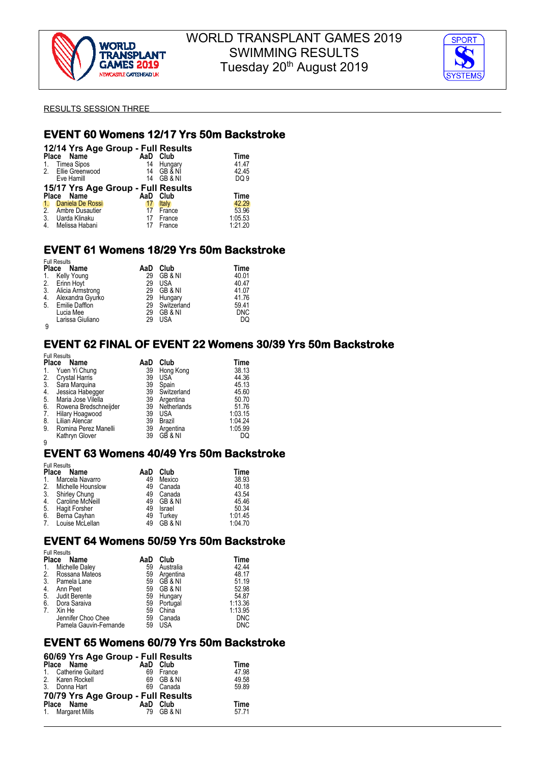# WORLD TRANSPLANT GAMES 2019
# SWIMMING RESULTS
# Tuesday 20th August 2019

RESULTS SESSION THREE

## EVENT 60 Womens 12/17 Yrs 50m Backstroke

### 12/14 Yrs Age Group - Full Results

| Place | Name | AaD | Club | Time |
|---|---|---|---|---|
| 1. | Timea Sipos | 14 | Hungary | 41.47 |
| 2. | Ellie Greenwood | 14 | GB & NI | 42.45 |
| | Eve Hamill | 14 | GB & NI | DQ 9 |

### 15/17 Yrs Age Group - Full Results

| Place | Name | AaD | Club | Time |
|---|---|---|---|---|
| 1. | Daniela De Rossi | 17 | Italy | 42.29 |
| 2. | Ambre Dusautier | 17 | France | 53.96 |
| 3. | Uarda Klinaku | 17 | France | 1:05.53 |
| 4. | Melissa Habani | 17 | France | 1:21.20 |

## EVENT 61 Womens 18/29 Yrs 50m Backstroke

Full Results

| Place | Name | AaD | Club | Time |
|---|---|---|---|---|
| 1. | Kelly Young | 29 | GB & NI | 40.01 |
| 2. | Erinn Hoyt | 29 | USA | 40.47 |
| 3. | Alicia Armstrong | 29 | GB & NI | 41.07 |
| 4. | Alexandra Gyurko | 29 | Hungary | 41.76 |
| 5. | Emilie Dafflon | 29 | Switzerland | 59.41 |
| | Lucia Mee | 29 | GB & NI | DNC |
| | Larissa Giuliano | 29 | USA | DQ |

9

## EVENT 62 FINAL OF EVENT 22 Womens 30/39 Yrs 50m Backstroke

Full Results

| Place | Name | AaD | Club | Time |
|---|---|---|---|---|
| 1. | Yuen Yi Chung | 39 | Hong Kong | 38.13 |
| 2. | Crystal Harris | 39 | USA | 44.36 |
| 3. | Sara Marquina | 39 | Spain | 45.13 |
| 4. | Jessica Habegger | 39 | Switzerland | 45.60 |
| 5. | Maria Jose Vilella | 39 | Argentina | 50.70 |
| 6. | Rowena Bredschneijder | 39 | Netherlands | 51.76 |
| 7. | Hilary Hoagwood | 39 | USA | 1:03.15 |
| 8. | Lilian Alencar | 39 | Brazil | 1:04.24 |
| 9. | Romina Perez Manelli | 39 | Argentina | 1:05.99 |
| | Kathryn Glover | 39 | GB & NI | DQ |

9

## EVENT 63 Womens 40/49 Yrs 50m Backstroke

Full Results

| Place | Name | AaD | Club | Time |
|---|---|---|---|---|
| 1. | Marcela Navarro | 49 | Mexico | 38.93 |
| 2. | Michelle Hounslow | 49 | Canada | 40.18 |
| 3. | Shirley Chung | 49 | Canada | 43.54 |
| 4. | Caroline McNeill | 49 | GB & NI | 45.46 |
| 5. | Hagit Forsher | 49 | Israel | 50.34 |
| 6. | Berna Cayhan | 49 | Turkey | 1:01.45 |
| 7. | Louise McLellan | 49 | GB & NI | 1:04.70 |

## EVENT 64 Womens 50/59 Yrs 50m Backstroke

Full Results

| Place | Name | AaD | Club | Time |
|---|---|---|---|---|
| 1. | Michelle Daley | 59 | Australia | 42.44 |
| 2. | Rossana Mateos | 59 | Argentina | 48.17 |
| 3. | Pamela Lane | 59 | GB & NI | 51.19 |
| 4. | Ann Peet | 59 | GB & NI | 52.98 |
| 5. | Judit Berente | 59 | Hungary | 54.87 |
| 6. | Dora Saraiva | 59 | Portugal | 1:13.36 |
| 7. | Xin He | 59 | China | 1:13.95 |
| | Jennifer Choo Chee | 59 | Canada | DNC |
| | Pamela Gauvin-Fernande | 59 | USA | DNC |

## EVENT 65 Womens 60/79 Yrs 50m Backstroke

### 60/69 Yrs Age Group - Full Results

| Place | Name | AaD | Club | Time |
|---|---|---|---|---|
| 1. | Catherine Guitard | 69 | France | 47.98 |
| 2. | Karen Rockell | 69 | GB & NI | 49.58 |
| 3. | Donna Hart | 69 | Canada | 59.89 |

### 70/79 Yrs Age Group - Full Results

| Place | Name | AaD | Club | Time |
|---|---|---|---|---|
| 1. | Margaret Mills | 79 | GB & NI | 57.71 |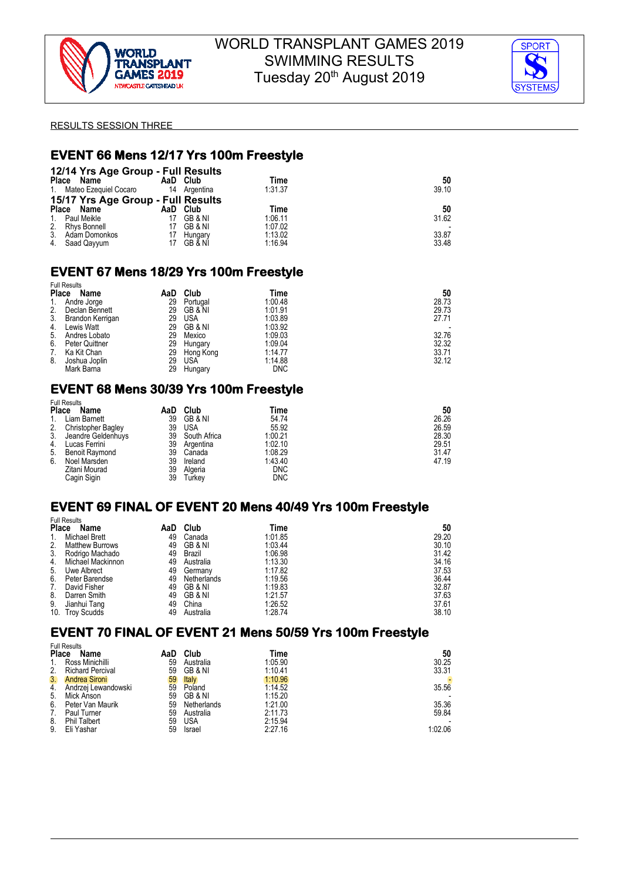# WORLD TRANSPLANT GAMES 2019
# SWIMMING RESULTS
## Tuesday 20th August 2019

RESULTS SESSION THREE

## EVENT 66 Mens 12/17 Yrs 100m Freestyle

### 12/14 Yrs Age Group - Full Results

| Place | Name | AaD | Club | Time | 50 |
|---|---|---|---|---|---|
| 1. | Mateo Ezequiel Cocaro | 14 | Argentina | 1:31.37 | 39.10 |

### 15/17 Yrs Age Group - Full Results

| Place | Name | AaD | Club | Time | 50 |
|---|---|---|---|---|---|
| 1. | Paul Meikle | 17 | GB & NI | 1:06.11 | 31.62 |
| 2. | Rhys Bonnell | 17 | GB & NI | 1:07.02 | - |
| 3. | Adam Domonkos | 17 | Hungary | 1:13.02 | 33.87 |
| 4. | Saad Qayyum | 17 | GB & NI | 1:16.94 | 33.48 |

## EVENT 67 Mens 18/29 Yrs 100m Freestyle

Full Results

| Place | Name | AaD | Club | Time | 50 |
|---|---|---|---|---|---|
| 1. | Andre Jorge | 29 | Portugal | 1:00.48 | 28.73 |
| 2. | Declan Bennett | 29 | GB & NI | 1:01.91 | 29.73 |
| 3. | Brandon Kerrigan | 29 | USA | 1:03.89 | 27.71 |
| 4. | Lewis Watt | 29 | GB & NI | 1:03.92 | - |
| 5. | Andres Lobato | 29 | Mexico | 1:09.03 | 32.76 |
| 6. | Peter Quittner | 29 | Hungary | 1:09.04 | 32.32 |
| 7. | Ka Kit Chan | 29 | Hong Kong | 1:14.77 | 33.71 |
| 8. | Joshua Joplin | 29 | USA | 1:14.88 | 32.12 |
| | Mark Barna | 29 | Hungary | DNC | |

## EVENT 68 Mens 30/39 Yrs 100m Freestyle

Full Results

| Place | Name | AaD | Club | Time | 50 |
|---|---|---|---|---|---|
| 1. | Liam Barnett | 39 | GB & NI | 54.74 | 26.26 |
| 2. | Christopher Bagley | 39 | USA | 55.92 | 26.59 |
| 3. | Jeandre Geldenhuys | 39 | South Africa | 1:00.21 | 28.30 |
| 4. | Lucas Ferrini | 39 | Argentina | 1:02.10 | 29.51 |
| 5. | Benoit Raymond | 39 | Canada | 1:08.29 | 31.47 |
| 6. | Noel Marsden | 39 | Ireland | 1:43.40 | 47.19 |
| | Zitani Mourad | 39 | Algeria | DNC | |
| | Cagin Sigin | 39 | Turkey | DNC | |

## EVENT 69 FINAL OF EVENT 20 Mens 40/49 Yrs 100m Freestyle

Full Results

| Place | Name | AaD | Club | Time | 50 |
|---|---|---|---|---|---|
| 1. | Michael Brett | 49 | Canada | 1:01.85 | 29.20 |
| 2. | Matthew Burrows | 49 | GB & NI | 1:03.44 | 30.10 |
| 3. | Rodrigo Machado | 49 | Brazil | 1:06.98 | 31.42 |
| 4. | Michael Mackinnon | 49 | Australia | 1:13.30 | 34.16 |
| 5. | Uwe Albrect | 49 | Germany | 1:17.82 | 37.53 |
| 6. | Peter Barendse | 49 | Netherlands | 1:19.56 | 36.44 |
| 7. | David Fisher | 49 | GB & NI | 1:19.83 | 32.87 |
| 8. | Darren Smith | 49 | GB & NI | 1:21.57 | 37.63 |
| 9. | Jianhui Tang | 49 | China | 1:26.52 | 37.61 |
| 10. | Troy Scudds | 49 | Australia | 1:28.74 | 38.10 |

## EVENT 70 FINAL OF EVENT 21 Mens 50/59 Yrs 100m Freestyle

Full Results

| Place | Name | AaD | Club | Time | 50 |
|---|---|---|---|---|---|
| 1. | Ross Minichilli | 59 | Australia | 1:05.90 | 30.25 |
| 2. | Richard Percival | 59 | GB & NI | 1:10.41 | 33.31 |
| 3. | Andrea Sironi | 59 | Italy | 1:10.96 | - |
| 4. | Andrzej Lewandowski | 59 | Poland | 1:14.52 | 35.56 |
| 5. | Mick Anson | 59 | GB & NI | 1:15.20 | - |
| 6. | Peter Van Maurik | 59 | Netherlands | 1:21.00 | 35.36 |
| 7. | Paul Turner | 59 | Australia | 2:11.73 | 59.84 |
| 8. | Phil Talbert | 59 | USA | 2:15.94 | - |
| 9. | Eli Yashar | 59 | Israel | 2:27.16 | 1:02.06 |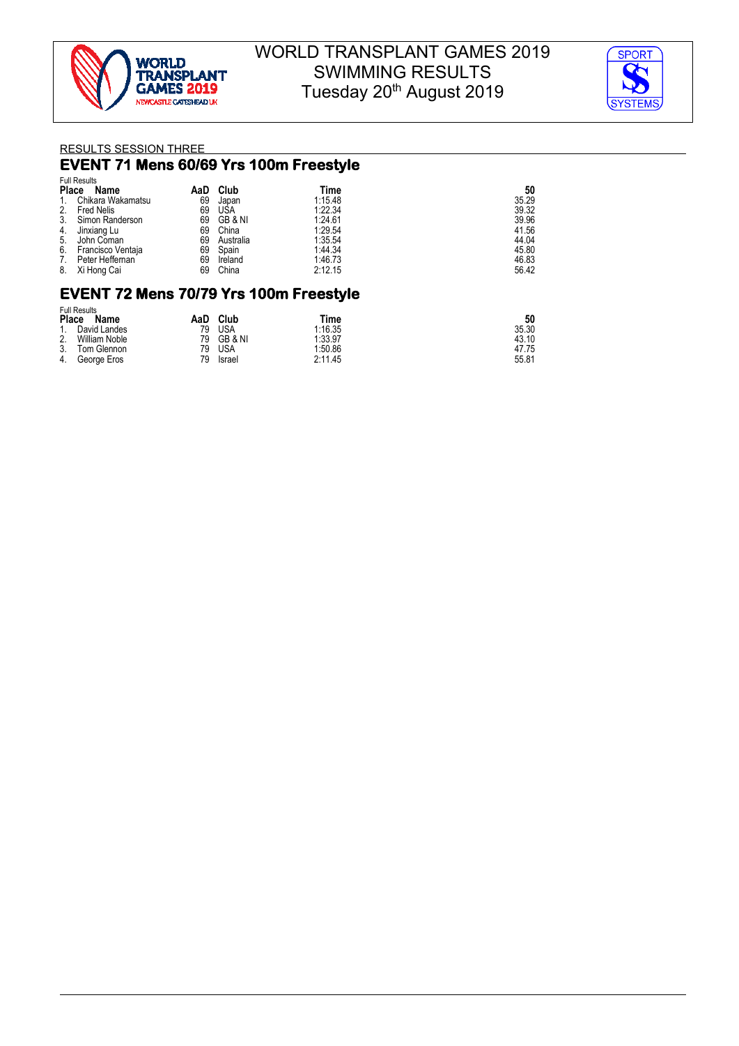RESULTS SESSION THREE

## EVENT 71 Mens 60/69 Yrs 100m Freestyle

Full Results

| Place | Name | AaD | Club | Time | 50 |
|---|---|---|---|---|---|
| 1. | Chikara Wakamatsu | 69 | Japan | 1:15.48 | 35.29 |
| 2. | Fred Nelis | 69 | USA | 1:22.34 | 39.32 |
| 3. | Simon Randerson | 69 | GB & NI | 1:24.61 | 39.96 |
| 4. | Jinxiang Lu | 69 | China | 1:29.54 | 41.56 |
| 5. | John Coman | 69 | Australia | 1:35.54 | 44.04 |
| 6. | Francisco Ventaja | 69 | Spain | 1:44.34 | 45.80 |
| 7. | Peter Heffernan | 69 | Ireland | 1:46.73 | 46.83 |
| 8. | Xi Hong Cai | 69 | China | 2:12.15 | 56.42 |

## EVENT 72 Mens 70/79 Yrs 100m Freestyle

Full Results

| Place | Name | AaD | Club | Time | 50 |
|---|---|---|---|---|---|
| 1. | David Landes | 79 | USA | 1:16.35 | 35.30 |
| 2. | William Noble | 79 | GB & NI | 1:33.97 | 43.10 |
| 3. | Tom Glennon | 79 | USA | 1:50.86 | 47.75 |
| 4. | George Eros | 79 | Israel | 2:11.45 | 55.81 |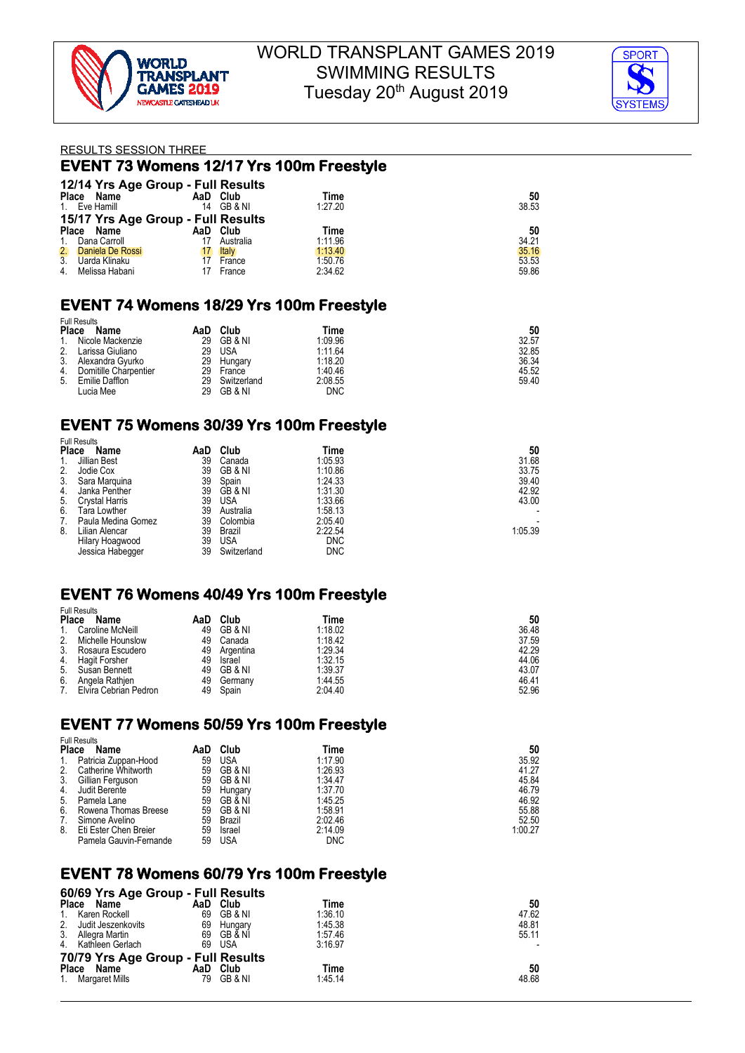# WORLD TRANSPLANT GAMES 2019
# SWIMMING RESULTS
# Tuesday 20th August 2019

RESULTS SESSION THREE

## EVENT 73 Womens 12/17 Yrs 100m Freestyle

### 12/14 Yrs Age Group - Full Results

| Place | Name | AaD | Club | Time | 50 |
|---|---|---|---|---|---|
| 1. | Eve Hamill | 14 | GB & NI | 1:27.20 | 38.53 |

### 15/17 Yrs Age Group - Full Results

| Place | Name | AaD | Club | Time | 50 |
|---|---|---|---|---|---|
| 1. | Dana Carroll | 17 | Australia | 1:11.96 | 34.21 |
| 2. | Daniela De Rossi | 17 | Italy | 1:13.40 | 35.16 |
| 3. | Uarda Klinaku | 17 | France | 1:50.76 | 53.53 |
| 4. | Melissa Habani | 17 | France | 2:34.62 | 59.86 |

## EVENT 74 Womens 18/29 Yrs 100m Freestyle

Full Results

| Place | Name | AaD | Club | Time | 50 |
|---|---|---|---|---|---|
| 1. | Nicole Mackenzie | 29 | GB & NI | 1:09.96 | 32.57 |
| 2. | Larissa Giuliano | 29 | USA | 1:11.64 | 32.85 |
| 3. | Alexandra Gyurko | 29 | Hungary | 1:18.20 | 36.34 |
| 4. | Domitille Charpentier | 29 | France | 1:40.46 | 45.52 |
| 5. | Emilie Dafflon | 29 | Switzerland | 2:08.55 | 59.40 |
| | Lucia Mee | 29 | GB & NI | DNC | |

## EVENT 75 Womens 30/39 Yrs 100m Freestyle

Full Results

| Place | Name | AaD | Club | Time | 50 |
|---|---|---|---|---|---|
| 1. | Jillian Best | 39 | Canada | 1:05.93 | 31.68 |
| 2. | Jodie Cox | 39 | GB & NI | 1:10.86 | 33.75 |
| 3. | Sara Marquina | 39 | Spain | 1:24.33 | 39.40 |
| 4. | Janka Penther | 39 | GB & NI | 1:31.30 | 42.92 |
| 5. | Crystal Harris | 39 | USA | 1:33.66 | 43.00 |
| 6. | Tara Lowther | 39 | Australia | 1:58.13 | - |
| 7. | Paula Medina Gomez | 39 | Colombia | 2:05.40 | - |
| 8. | Lilian Alencar | 39 | Brazil | 2:22.54 | 1:05.39 |
| | Hilary Hoagwood | 39 | USA | DNC | |
| | Jessica Habegger | 39 | Switzerland | DNC | |

## EVENT 76 Womens 40/49 Yrs 100m Freestyle

Full Results

| Place | Name | AaD | Club | Time | 50 |
|---|---|---|---|---|---|
| 1. | Caroline McNeill | 49 | GB & NI | 1:18.02 | 36.48 |
| 2. | Michelle Hounslow | 49 | Canada | 1:18.42 | 37.59 |
| 3. | Rosaura Escudero | 49 | Argentina | 1:29.34 | 42.29 |
| 4. | Hagit Forsher | 49 | Israel | 1:32.15 | 44.06 |
| 5. | Susan Bennett | 49 | GB & NI | 1:39.37 | 43.07 |
| 6. | Angela Rathjen | 49 | Germany | 1:44.55 | 46.41 |
| 7. | Elvira Cebrian Pedron | 49 | Spain | 2:04.40 | 52.96 |

## EVENT 77 Womens 50/59 Yrs 100m Freestyle

Full Results

| Place | Name | AaD | Club | Time | 50 |
|---|---|---|---|---|---|
| 1. | Patricia Zuppan-Hood | 59 | USA | 1:17.90 | 35.92 |
| 2. | Catherine Whitworth | 59 | GB & NI | 1:26.93 | 41.27 |
| 3. | Gillian Ferguson | 59 | GB & NI | 1:34.47 | 45.84 |
| 4. | Judit Berente | 59 | Hungary | 1:37.70 | 46.79 |
| 5. | Pamela Lane | 59 | GB & NI | 1:45.25 | 46.92 |
| 6. | Rowena Thomas Breese | 59 | GB & NI | 1:58.91 | 55.88 |
| 7. | Simone Avelino | 59 | Brazil | 2:02.46 | 52.50 |
| 8. | Eti Ester Chen Breier | 59 | Israel | 2:14.09 | 1:00.27 |
| | Pamela Gauvin-Fernande | 59 | USA | DNC | |

## EVENT 78 Womens 60/79 Yrs 100m Freestyle

### 60/69 Yrs Age Group - Full Results

| Place | Name | AaD | Club | Time | 50 |
|---|---|---|---|---|---|
| 1. | Karen Rockell | 69 | GB & NI | 1:36.10 | 47.62 |
| 2. | Judit Jeszenkovits | 69 | Hungary | 1:45.38 | 48.81 |
| 3. | Allegra Martin | 69 | GB & NI | 1:57.46 | 55.11 |
| 4. | Kathleen Gerlach | 69 | USA | 3:16.97 | - |

### 70/79 Yrs Age Group - Full Results

| Place | Name | AaD | Club | Time | 50 |
|---|---|---|---|---|---|
| 1. | Margaret Mills | 79 | GB & NI | 1:45.14 | 48.68 |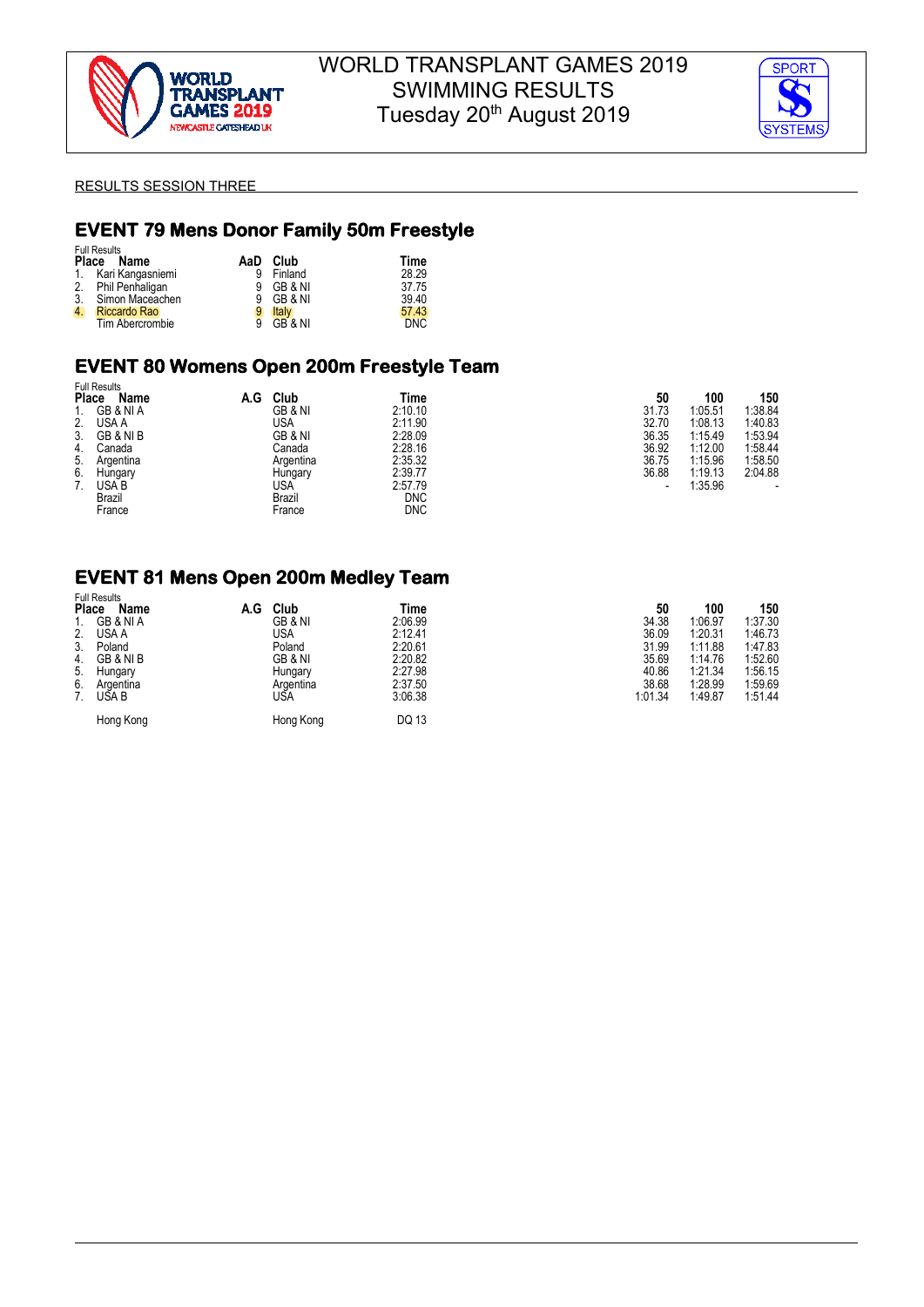# WORLD TRANSPLANT GAMES 2019
# SWIMMING RESULTS
# Tuesday 20th August 2019

RESULTS SESSION THREE

## EVENT 79 Mens Donor Family 50m Freestyle

Full Results

| Place | Name | AaD | Club | Time |
|---|---|---|---|---|
| 1. | Kari Kangasniemi | 9 | Finland | 28.29 |
| 2. | Phil Penhaligan | 9 | GB & NI | 37.75 |
| 3. | Simon Maceachen | 9 | GB & NI | 39.40 |
| 4. | Riccardo Rao | 9 | Italy | 57.43 |
| | Tim Abercrombie | 9 | GB & NI | DNC |

## EVENT 80 Womens Open 200m Freestyle Team

Full Results

| Place | Name | A.G | Club | Time | 50 | 100 | 150 |
|---|---|---|---|---|---|---|---|
| 1. | GB & NI A | | GB & NI | 2:10.10 | 31.73 | 1:05.51 | 1:38.84 |
| 2. | USA A | | USA | 2:11.90 | 32.70 | 1:08.13 | 1:40.83 |
| 3. | GB & NI B | | GB & NI | 2:28.09 | 36.35 | 1:15.49 | 1:53.94 |
| 4. | Canada | | Canada | 2:28.16 | 36.92 | 1:12.00 | 1:58.44 |
| 5. | Argentina | | Argentina | 2:35.32 | 36.75 | 1:15.96 | 1:58.50 |
| 6. | Hungary | | Hungary | 2:39.77 | 36.88 | 1:19.13 | 2:04.88 |
| 7. | USA B | | USA | 2:57.79 | - | 1:35.96 | - |
| | Brazil | | Brazil | DNC | | | |
| | France | | France | DNC | | | |

## EVENT 81 Mens Open 200m Medley Team

Full Results

| Place | Name | A.G | Club | Time | 50 | 100 | 150 |
|---|---|---|---|---|---|---|---|
| 1. | GB & NI A | | GB & NI | 2:06.99 | 34.38 | 1:06.97 | 1:37.30 |
| 2. | USA A | | USA | 2:12.41 | 36.09 | 1:20.31 | 1:46.73 |
| 3. | Poland | | Poland | 2:20.61 | 31.99 | 1:11.88 | 1:47.83 |
| 4. | GB & NI B | | GB & NI | 2:20.82 | 35.69 | 1:14.76 | 1:52.60 |
| 5. | Hungary | | Hungary | 2:27.98 | 40.86 | 1:21.34 | 1:56.15 |
| 6. | Argentina | | Argentina | 2:37.50 | 38.68 | 1:28.99 | 1:59.69 |
| 7. | USA B | | USA | 3:06.38 | 1:01.34 | 1:49.87 | 1:51.44 |
| | Hong Kong | | Hong Kong | DQ 13 | | | |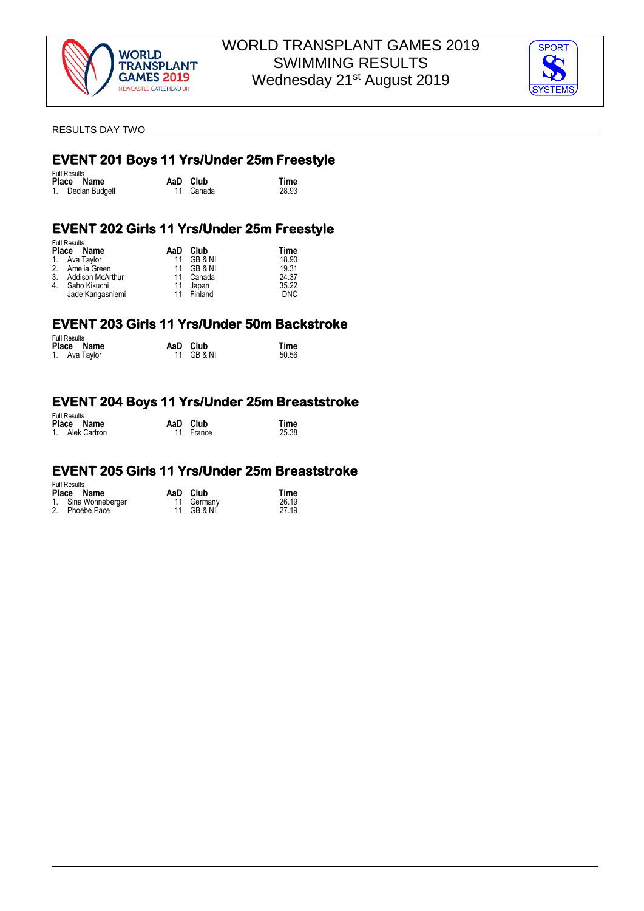# WORLD TRANSPLANT GAMES 2019 SWIMMING RESULTS Wednesday 21st August 2019

RESULTS DAY TWO

## EVENT 201 Boys 11 Yrs/Under 25m Freestyle

Full Results

| Place | Name | AaD | Club | Time |
|---|---|---|---|---|
| 1. | Declan Budgell | 11 | Canada | 28.93 |

## EVENT 202 Girls 11 Yrs/Under 25m Freestyle

Full Results

| Place | Name | AaD | Club | Time |
|---|---|---|---|---|
| 1. | Ava Taylor | 11 | GB & NI | 18.90 |
| 2. | Amelia Green | 11 | GB & NI | 19.31 |
| 3. | Addison McArthur | 11 | Canada | 24.37 |
| 4. | Saho Kikuchi | 11 | Japan | 35.22 |
| | Jade Kangasniemi | 11 | Finland | DNC |

## EVENT 203 Girls 11 Yrs/Under 50m Backstroke

Full Results

| Place | Name | AaD | Club | Time |
|---|---|---|---|---|
| 1. | Ava Taylor | 11 | GB & NI | 50.56 |

## EVENT 204 Boys 11 Yrs/Under 25m Breaststroke

Full Results

| Place | Name | AaD | Club | Time |
|---|---|---|---|---|
| 1. | Alek Cartron | 11 | France | 25.38 |

## EVENT 205 Girls 11 Yrs/Under 25m Breaststroke

Full Results

| Place | Name | AaD | Club | Time |
|---|---|---|---|---|
| 1. | Sina Wonneberger | 11 | Germany | 26.19 |
| 2. | Phoebe Pace | 11 | GB & NI | 27.19 |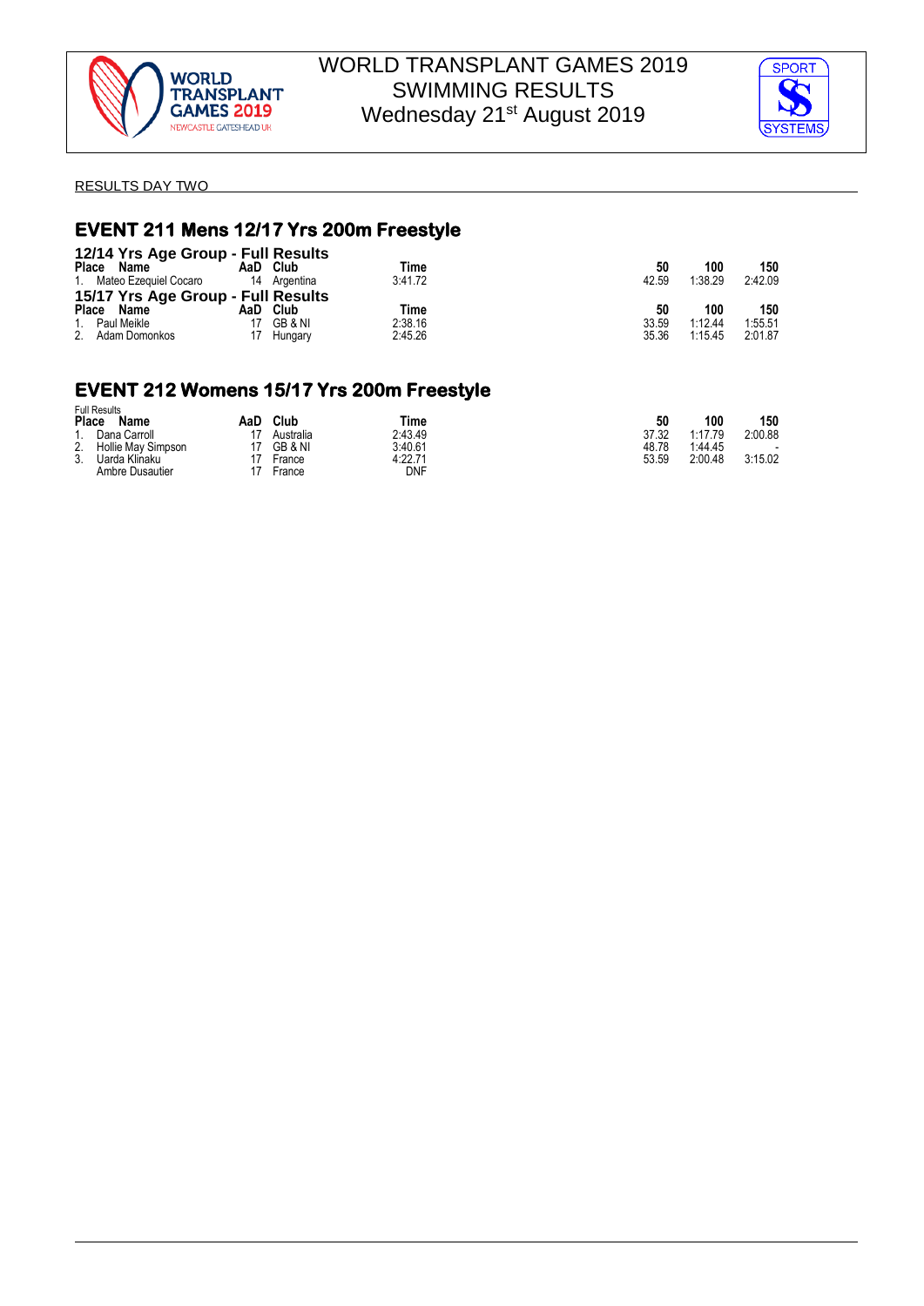WORLD TRANSPLANT GAMES 2019
SWIMMING RESULTS
Wednesday 21st August 2019

RESULTS DAY TWO

## EVENT 211 Mens 12/17 Yrs 200m Freestyle

### 12/14 Yrs Age Group - Full Results

| Place | Name | AaD | Club | Time | 50 | 100 | 150 |
|---|---|---|---|---|---|---|---|
| 1. | Mateo Ezequiel Cocaro | 14 | Argentina | 3:41.72 | 42.59 | 1:38.29 | 2:42.09 |

### 15/17 Yrs Age Group - Full Results

| Place | Name | AaD | Club | Time | 50 | 100 | 150 |
|---|---|---|---|---|---|---|---|
| 1. | Paul Meikle | 17 | GB & NI | 2:38.16 | 33.59 | 1:12.44 | 1:55.51 |
| 2. | Adam Domonkos | 17 | Hungary | 2:45.26 | 35.36 | 1:15.45 | 2:01.87 |

## EVENT 212 Womens 15/17 Yrs 200m Freestyle

Full Results

| Place | Name | AaD | Club | Time | 50 | 100 | 150 |
|---|---|---|---|---|---|---|---|
| 1. | Dana Carroll | 17 | Australia | 2:43.49 | 37.32 | 1:17.79 | 2:00.88 |
| 2. | Hollie May Simpson | 17 | GB & NI | 3:40.61 | 48.78 | 1:44.45 | - |
| 3. | Uarda Klinaku | 17 | France | 4:22.71 | 53.59 | 2:00.48 | 3:15.02 |
| | Ambre Dusautier | 17 | France | DNF | | | |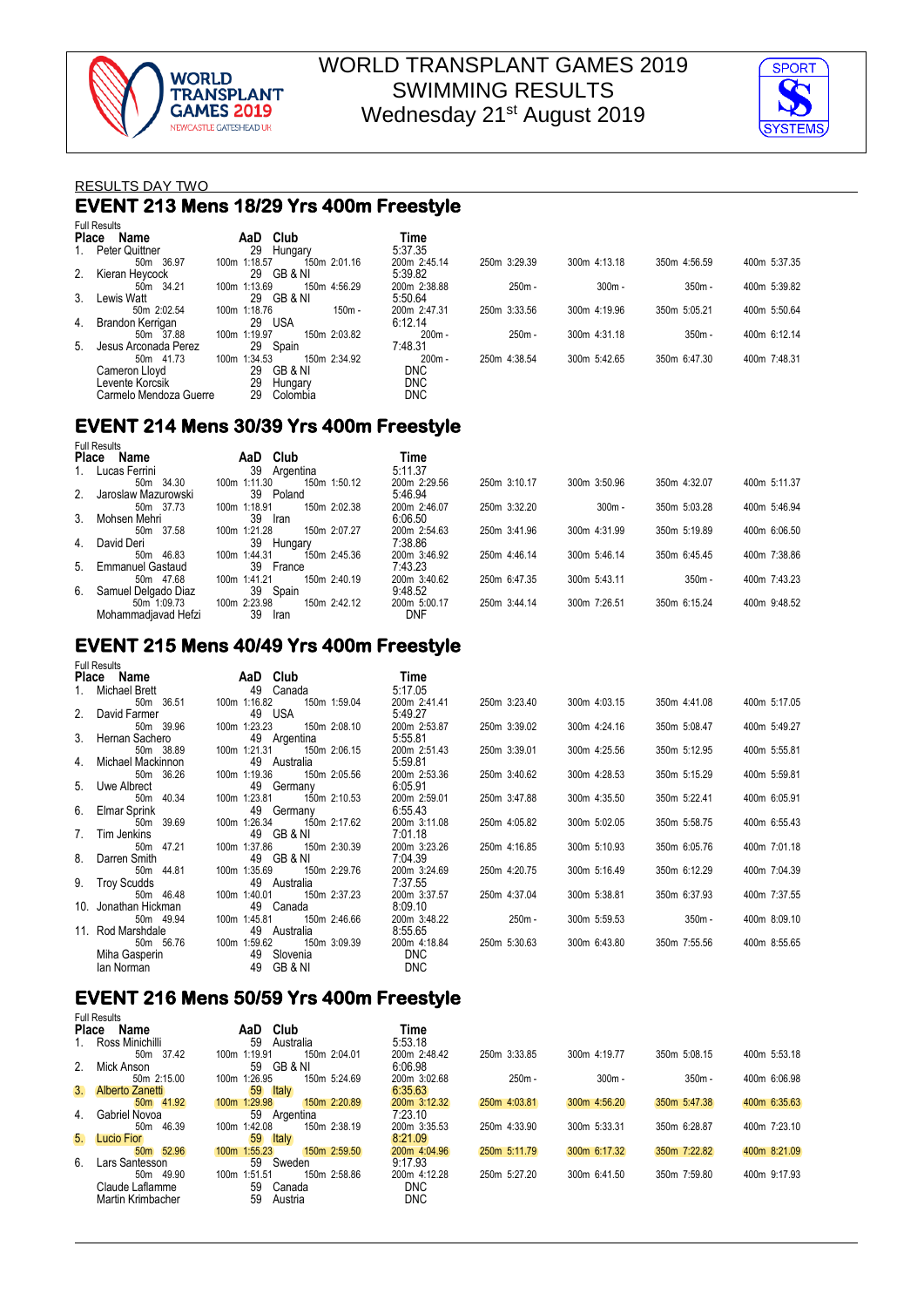# WORLD TRANSPLANT GAMES 2019 SWIMMING RESULTS
Wednesday 21st August 2019

RESULTS DAY TWO

## EVENT 213 Mens 18/29 Yrs 400m Freestyle

Full Results

| Place | Name | AaD | Club | Time |
|---|---|---|---|---|
| 1. | Peter Quittner | 29 | Hungary | 5:37.35 |
| | 50m 36.97 | 100m 1:18.57 | 150m 2:01.16 | 200m 2:45.14 / 250m 3:29.39 / 300m 4:13.18 / 350m 4:56.59 / 400m 5:37.35 |
| 2. | Kieran Heycock | 29 | GB & NI | 5:39.82 |
| | 50m 34.21 | 100m 1:13.69 | 150m 4:56.29 | 200m 2:38.88 / 250m - / 300m - / 350m - / 400m 5:39.82 |
| 3. | Lewis Watt | 29 | GB & NI | 5:50.64 |
| | 50m 2:02.54 | 100m 1:18.76 | 150m - | 200m 2:47.31 / 250m 3:33.56 / 300m 4:19.96 / 350m 5:05.21 / 400m 5:50.64 |
| 4. | Brandon Kerrigan | 29 | USA | 6:12.14 |
| | 50m 37.88 | 100m 1:19.97 | 150m 2:03.82 | 200m - / 250m - / 300m 4:31.18 / 350m - / 400m 6:12.14 |
| 5. | Jesus Arconada Perez | 29 | Spain | 7:48.31 |
| | 50m 41.73 | 100m 1:34.53 | 150m 2:34.92 | 200m - / 250m 4:38.54 / 300m 5:42.65 / 350m 6:47.30 / 400m 7:48.31 |
| | Cameron Lloyd | 29 | GB & NI | DNC |
| | Levente Korcsik | 29 | Hungary | DNC |
| | Carmelo Mendoza Guerre | 29 | Colombia | DNC |

## EVENT 214 Mens 30/39 Yrs 400m Freestyle

Full Results

| Place | Name | AaD | Club | Time |
|---|---|---|---|---|
| 1. | Lucas Ferrini | 39 | Argentina | 5:11.37 |
| | 50m 34.30 | 100m 1:11.30 | 150m 1:50.12 | 200m 2:29.56 / 250m 3:10.17 / 300m 3:50.96 / 350m 4:32.07 / 400m 5:11.37 |
| 2. | Jaroslaw Mazurowski | 39 | Poland | 5:46.94 |
| | 50m 37.73 | 100m 1:18.91 | 150m 2:02.38 | 200m 2:46.07 / 250m 3:32.20 / 300m - / 350m 5:03.28 / 400m 5:46.94 |
| 3. | Mohsen Mehri | 39 | Iran | 6:06.50 |
| | 50m 37.58 | 100m 1:21.28 | 150m 2:07.27 | 200m 2:54.63 / 250m 3:41.96 / 300m 4:31.99 / 350m 5:19.89 / 400m 6:06.50 |
| 4. | David Deri | 39 | Hungary | 7:38.86 |
| | 50m 46.83 | 100m 1:44.31 | 150m 2:45.36 | 200m 3:46.92 / 250m 4:46.14 / 300m 5:46.14 / 350m 6:45.45 / 400m 7:38.86 |
| 5. | Emmanuel Gastaud | 39 | France | 7:43.23 |
| | 50m 47.68 | 100m 1:41.21 | 150m 2:40.19 | 200m 3:40.62 / 250m 6:47.35 / 300m 5:43.11 / 350m - / 400m 7:43.23 |
| 6. | Samuel Delgado Diaz | 39 | Spain | 9:48.52 |
| | 50m 1:09.73 | 100m 2:23.98 | 150m 2:42.12 | 200m 5:00.17 / 250m 3:44.14 / 300m 7:26.51 / 350m 6:15.24 / 400m 9:48.52 |
| | Mohammadjavad Hefzi | 39 | Iran | DNF |

## EVENT 215 Mens 40/49 Yrs 400m Freestyle

Full Results

| Place | Name | AaD | Club | Time |
|---|---|---|---|---|
| 1. | Michael Brett | 49 | Canada | 5:17.05 |
| | 50m 36.51 | 100m 1:16.82 | 150m 1:59.04 | 200m 2:41.41 / 250m 3:23.40 / 300m 4:03.15 / 350m 4:41.08 / 400m 5:17.05 |
| 2. | David Farmer | 49 | USA | 5:49.27 |
| | 50m 39.96 | 100m 1:23.23 | 150m 2:08.10 | 200m 2:53.87 / 250m 3:39.02 / 300m 4:24.16 / 350m 5:08.47 / 400m 5:49.27 |
| 3. | Hernan Sachero | 49 | Argentina | 5:55.81 |
| | 50m 38.89 | 100m 1:21.31 | 150m 2:06.15 | 200m 2:51.43 / 250m 3:39.01 / 300m 4:25.56 / 350m 5:12.95 / 400m 5:55.81 |
| 4. | Michael Mackinnon | 49 | Australia | 5:59.81 |
| | 50m 36.26 | 100m 1:19.36 | 150m 2:05.56 | 200m 2:53.36 / 250m 3:40.62 / 300m 4:28.53 / 350m 5:15.29 / 400m 5:59.81 |
| 5. | Uwe Albrect | 49 | Germany | 6:05.91 |
| | 50m 40.34 | 100m 1:23.81 | 150m 2:10.53 | 200m 2:59.01 / 250m 3:47.88 / 300m 4:35.50 / 350m 5:22.41 / 400m 6:05.91 |
| 6. | Elmar Sprink | 49 | Germany | 6:55.43 |
| | 50m 39.69 | 100m 1:26.34 | 150m 2:17.62 | 200m 3:11.08 / 250m 4:05.82 / 300m 5:02.05 / 350m 5:58.75 / 400m 6:55.43 |
| 7. | Tim Jenkins | 49 | GB & NI | 7:01.18 |
| | 50m 47.21 | 100m 1:37.86 | 150m 2:30.39 | 200m 3:23.26 / 250m 4:16.85 / 300m 5:10.93 / 350m 6:05.76 / 400m 7:01.18 |
| 8. | Darren Smith | 49 | GB & NI | 7:04.39 |
| | 50m 44.81 | 100m 1:35.69 | 150m 2:29.76 | 200m 3:24.69 / 250m 4:20.75 / 300m 5:16.49 / 350m 6:12.29 / 400m 7:04.39 |
| 9. | Troy Scudds | 49 | Australia | 7:37.55 |
| | 50m 46.48 | 100m 1:40.01 | 150m 2:37.23 | 200m 3:37.57 / 250m 4:37.04 / 300m 5:38.81 / 350m 6:37.93 / 400m 7:37.55 |
| 10. | Jonathan Hickman | 49 | Canada | 8:09.10 |
| | 50m 49.94 | 100m 1:45.81 | 150m 2:46.66 | 200m 3:48.22 / 250m - / 300m 5:59.53 / 350m - / 400m 8:09.10 |
| 11. | Rod Marshdale | 49 | Australia | 8:55.65 |
| | 50m 56.76 | 100m 1:59.62 | 150m 3:09.39 | 200m 4:18.84 / 250m 5:30.63 / 300m 6:43.80 / 350m 7:55.56 / 400m 8:55.65 |
| | Miha Gasperin | 49 | Slovenia | DNC |
| | Ian Norman | 49 | GB & NI | DNC |

## EVENT 216 Mens 50/59 Yrs 400m Freestyle

Full Results

| Place | Name | AaD | Club | Time |
|---|---|---|---|---|
| 1. | Ross Minichilli | 59 | Australia | 5:53.18 |
| | 50m 37.42 | 100m 1:19.91 | 150m 2:04.01 | 200m 2:48.42 / 250m 3:33.85 / 300m 4:19.77 / 350m 5:08.15 / 400m 5:53.18 |
| 2. | Mick Anson | 59 | GB & NI | 6:06.98 |
| | 50m 2:15.00 | 100m 1:26.95 | 150m 5:24.69 | 200m 3:02.68 / 250m - / 300m - / 350m - / 400m 6:06.98 |
| 3. | Alberto Zanetti | 59 | Italy | 6:35.63 |
| | 50m 41.92 | 100m 1:29.98 | 150m 2:20.89 | 200m 3:12.32 / 250m 4:03.81 / 300m 4:56.20 / 350m 5:47.38 / 400m 6:35.63 |
| 4. | Gabriel Novoa | 59 | Argentina | 7:23.10 |
| | 50m 46.39 | 100m 1:42.08 | 150m 2:38.19 | 200m 3:35.53 / 250m 4:33.90 / 300m 5:33.31 / 350m 6:28.87 / 400m 7:23.10 |
| 5. | Lucio Fior | 59 | Italy | 8:21.09 |
| | 50m 52.96 | 100m 1:55.23 | 150m 2:59.50 | 200m 4:04.96 / 250m 5:11.79 / 300m 6:17.32 / 350m 7:22.82 / 400m 8:21.09 |
| 6. | Lars Santesson | 59 | Sweden | 9:17.93 |
| | 50m 49.90 | 100m 1:51.51 | 150m 2:58.86 | 200m 4:12.28 / 250m 5:27.20 / 300m 6:41.50 / 350m 7:59.80 / 400m 9:17.93 |
| | Claude Laflamme | 59 | Canada | DNC |
| | Martin Krimbacher | 59 | Austria | DNC |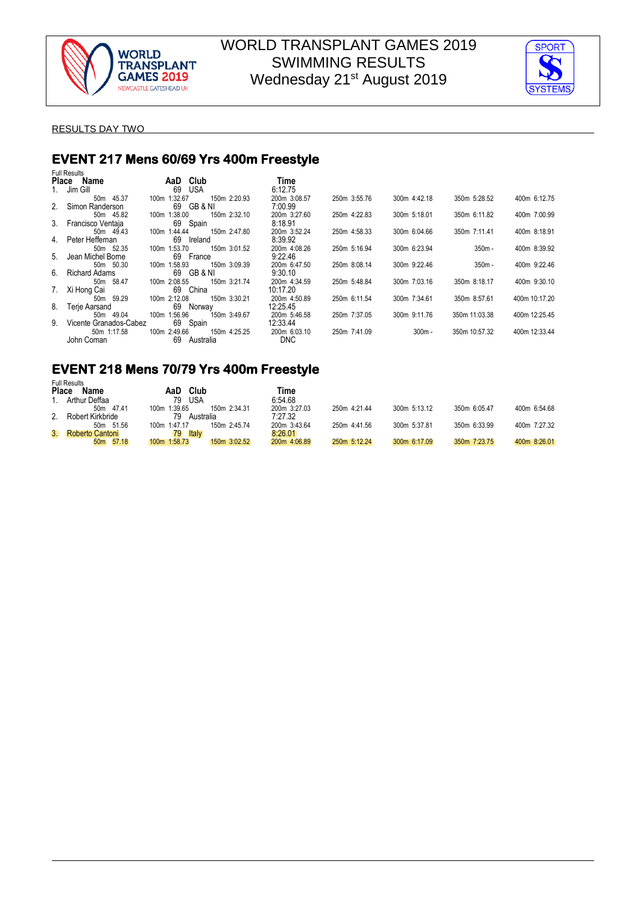WORLD TRANSPLANT GAMES 2019
SWIMMING RESULTS
Wednesday 21st August 2019

RESULTS DAY TWO

## EVENT 217 Mens 60/69 Yrs 400m Freestyle

Full Results

| Place | Name | AaD | Club | Time |
|---|---|---|---|---|
| 1. | Jim Gill | 69 | USA | 6:12.75 |
| | 50m 45.37 · 100m 1:32.67 · 150m 2:20.93 · 200m 3:08.57 · 250m 3:55.76 · 300m 4:42.18 · 350m 5:28.52 · 400m 6:12.75 | | | |
| 2. | Simon Randerson | 69 | GB & NI | 7:00.99 |
| | 50m 45.82 · 100m 1:38.00 · 150m 2:32.10 · 200m 3:27.60 · 250m 4:22.83 · 300m 5:18.01 · 350m 6:11.82 · 400m 7:00.99 | | | |
| 3. | Francisco Ventaja | 69 | Spain | 8:18.91 |
| | 50m 49.43 · 100m 1:44.44 · 150m 2:47.80 · 200m 3:52.24 · 250m 4:58.33 · 300m 6:04.66 · 350m 7:11.41 · 400m 8:18.91 | | | |
| 4. | Peter Heffernan | 69 | Ireland | 8:39.92 |
| | 50m 52.35 · 100m 1:53.70 · 150m 3:01.52 · 200m 4:08.26 · 250m 5:16.94 · 300m 6:23.94 · 350m - · 400m 8:39.92 | | | |
| 5. | Jean Michel Borne | 69 | France | 9:22.46 |
| | 50m 50.30 · 100m 1:58.93 · 150m 3:09.39 · 200m 6:47.50 · 250m 8:08.14 · 300m 9:22.46 · 350m - · 400m 9:22.46 | | | |
| 6. | Richard Adams | 69 | GB & NI | 9:30.10 |
| | 50m 58.47 · 100m 2:08.55 · 150m 3:21.74 · 200m 4:34.59 · 250m 5:48.84 · 300m 7:03.16 · 350m 8:18.17 · 400m 9:30.10 | | | |
| 7. | Xi Hong Cai | 69 | China | 10:17.20 |
| | 50m 59.29 · 100m 2:12.08 · 150m 3:30.21 · 200m 4:50.89 · 250m 6:11.54 · 300m 7:34.61 · 350m 8:57.61 · 400m 10:17.20 | | | |
| 8. | Terje Aarsand | 69 | Norway | 12:25.45 |
| | 50m 49.04 · 100m 1:56.96 · 150m 3:49.67 · 200m 5:46.58 · 250m 7:37.05 · 300m 9:11.76 · 350m 11:03.38 · 400m 12:25.45 | | | |
| 9. | Vicente Granados-Cabez | 69 | Spain | 12:33.44 |
| | 50m 1:17.58 · 100m 2:49.66 · 150m 4:25.25 · 200m 6:03.10 · 250m 7:41.09 · 300m - · 350m 10:57.32 · 400m 12:33.44 | | | |
| | John Coman | 69 | Australia | DNC |

## EVENT 218 Mens 70/79 Yrs 400m Freestyle

Full Results

| Place | Name | AaD | Club | Time |
|---|---|---|---|---|
| 1. | Arthur Deffaa | 79 | USA | 6:54.68 |
| | 50m 47.41 · 100m 1:39.65 · 150m 2:34.31 · 200m 3:27.03 · 250m 4:21.44 · 300m 5:13.12 · 350m 6:05.47 · 400m 6:54.68 | | | |
| 2. | Robert Kirkbride | 79 | Australia | 7:27.32 |
| | 50m 51.56 · 100m 1:47.17 · 150m 2:45.74 · 200m 3:43.64 · 250m 4:41.56 · 300m 5:37.81 · 350m 6:33.99 · 400m 7:27.32 | | | |
| 3. | Roberto Cantoni | 79 | Italy | 8:26.01 |
| | 50m 57.18 · 100m 1:58.73 · 150m 3:02.52 · 200m 4:06.89 · 250m 5:12.24 · 300m 6:17.09 · 350m 7:23.75 · 400m 8:26.01 | | | |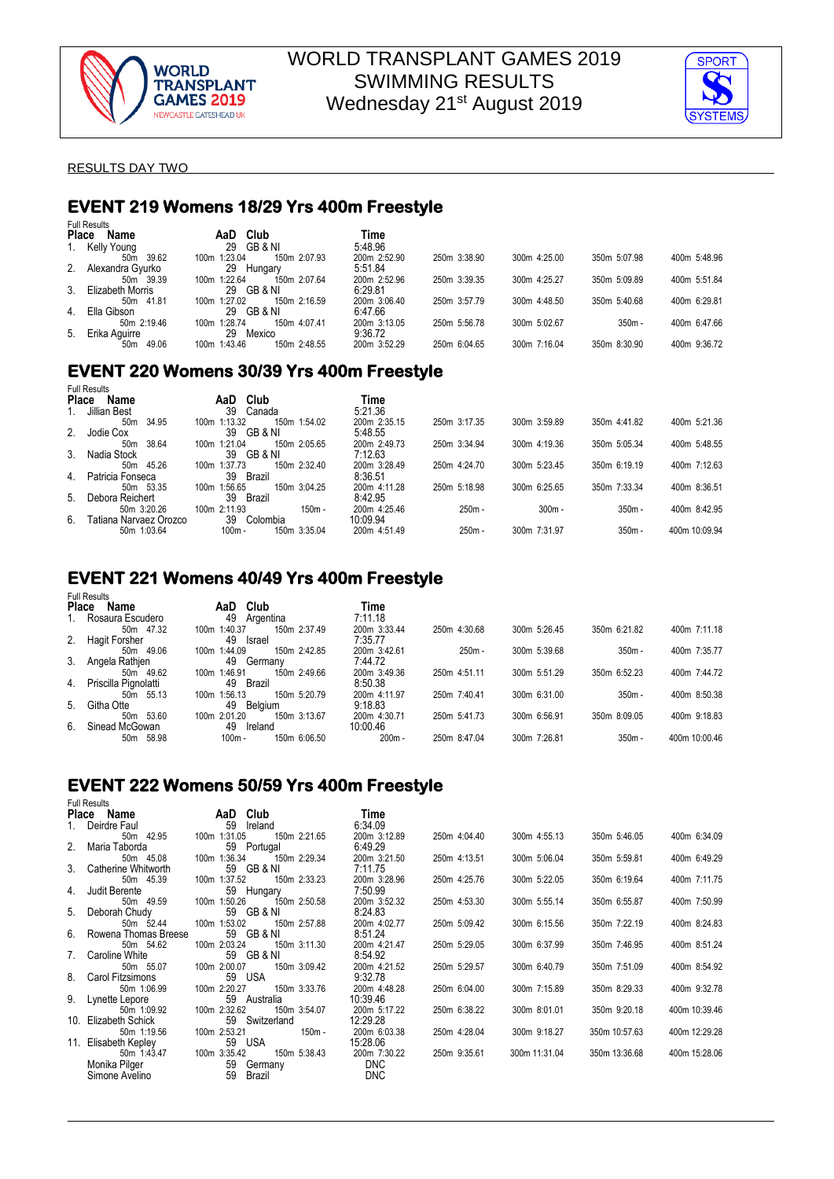# WORLD TRANSPLANT GAMES 2019
# SWIMMING RESULTS
# Wednesday 21st August 2019

RESULTS DAY TWO

## EVENT 219 Womens 18/29 Yrs 400m Freestyle

Full Results

| Place | Name | AaD | Club | Time | | | | |
|---|---|---|---|---|---|---|---|---|
| 1. | Kelly Young | 29 | GB & NI | 5:48.96 | | | | |
| | 50m 39.62 | 100m 1:23.04 | 150m 2:07.93 | 200m 2:52.90 | 250m 3:38.90 | 300m 4:25.00 | 350m 5:07.98 | 400m 5:48.96 |
| 2. | Alexandra Gyurko | 29 | Hungary | 5:51.84 | | | | |
| | 50m 39.39 | 100m 1:22.64 | 150m 2:07.64 | 200m 2:52.96 | 250m 3:39.35 | 300m 4:25.27 | 350m 5:09.89 | 400m 5:51.84 |
| 3. | Elizabeth Morris | 29 | GB & NI | 6:29.81 | | | | |
| | 50m 41.81 | 100m 1:27.02 | 150m 2:16.59 | 200m 3:06.40 | 250m 3:57.79 | 300m 4:48.50 | 350m 5:40.68 | 400m 6:29.81 |
| 4. | Ella Gibson | 29 | GB & NI | 6:47.66 | | | | |
| | 50m 2:19.46 | 100m 1:28.74 | 150m 4:07.41 | 200m 3:13.05 | 250m 5:56.78 | 300m 5:02.67 | 350m - | 400m 6:47.66 |
| 5. | Erika Aguirre | 29 | Mexico | 9:36.72 | | | | |
| | 50m 49.06 | 100m 1:43.46 | 150m 2:48.55 | 200m 3:52.29 | 250m 6:04.65 | 300m 7:16.04 | 350m 8:30.90 | 400m 9:36.72 |

## EVENT 220 Womens 30/39 Yrs 400m Freestyle

Full Results

| Place | Name | AaD | Club | Time | | | | |
|---|---|---|---|---|---|---|---|---|
| 1. | Jillian Best | 39 | Canada | 5:21.36 | | | | |
| | 50m 34.95 | 100m 1:13.32 | 150m 1:54.02 | 200m 2:35.15 | 250m 3:17.35 | 300m 3:59.89 | 350m 4:41.82 | 400m 5:21.36 |
| 2. | Jodie Cox | 39 | GB & NI | 5:48.55 | | | | |
| | 50m 38.64 | 100m 1:21.04 | 150m 2:05.65 | 200m 2:49.73 | 250m 3:34.94 | 300m 4:19.36 | 350m 5:05.34 | 400m 5:48.55 |
| 3. | Nadia Stock | 39 | GB & NI | 7:12.63 | | | | |
| | 50m 45.26 | 100m 1:37.73 | 150m 2:32.40 | 200m 3:28.49 | 250m 4:24.70 | 300m 5:23.45 | 350m 6:19.19 | 400m 7:12.63 |
| 4. | Patricia Fonseca | 39 | Brazil | 8:36.51 | | | | |
| | 50m 53.35 | 100m 1:56.65 | 150m 3:04.25 | 200m 4:11.28 | 250m 5:18.98 | 300m 6:25.65 | 350m 7:33.34 | 400m 8:36.51 |
| 5. | Debora Reichert | 39 | Brazil | 8:42.95 | | | | |
| | 50m 3:20.26 | 100m 2:11.93 | 150m - | 200m 4:25.46 | 250m - | 300m - | 350m - | 400m 8:42.95 |
| 6. | Tatiana Narvaez Orozco | 39 | Colombia | 10:09.94 | | | | |
| | 50m 1:03.64 | 100m - | 150m 3:35.04 | 200m 4:51.49 | 250m - | 300m 7:31.97 | 350m - | 400m 10:09.94 |

## EVENT 221 Womens 40/49 Yrs 400m Freestyle

Full Results

| Place | Name | AaD | Club | Time | | | | |
|---|---|---|---|---|---|---|---|---|
| 1. | Rosaura Escudero | 49 | Argentina | 7:11.18 | | | | |
| | 50m 47.32 | 100m 1:40.37 | 150m 2:37.49 | 200m 3:33.44 | 250m 4:30.68 | 300m 5:26.45 | 350m 6:21.82 | 400m 7:11.18 |
| 2. | Hagit Forsher | 49 | Israel | 7:35.77 | | | | |
| | 50m 49.06 | 100m 1:44.09 | 150m 2:42.85 | 200m 3:42.61 | 250m - | 300m 5:39.68 | 350m - | 400m 7:35.77 |
| 3. | Angela Rathjen | 49 | Germany | 7:44.72 | | | | |
| | 50m 49.62 | 100m 1:46.91 | 150m 2:49.66 | 200m 3:49.36 | 250m 4:51.11 | 300m 5:51.29 | 350m 6:52.23 | 400m 7:44.72 |
| 4. | Priscilla Pignolatti | 49 | Brazil | 8:50.38 | | | | |
| | 50m 55.13 | 100m 1:56.13 | 150m 5:20.79 | 200m 4:11.97 | 250m 7:40.41 | 300m 6:31.00 | 350m - | 400m 8:50.38 |
| 5. | Githa Otte | 49 | Belgium | 9:18.83 | | | | |
| | 50m 53.60 | 100m 2:01.20 | 150m 3:13.67 | 200m 4:30.71 | 250m 5:41.73 | 300m 6:56.91 | 350m 8:09.05 | 400m 9:18.83 |
| 6. | Sinead McGowan | 49 | Ireland | 10:00.46 | | | | |
| | 50m 58.98 | 100m - | 150m 6:06.50 | 200m - | 250m 8:47.04 | 300m 7:26.81 | 350m - | 400m 10:00.46 |

## EVENT 222 Womens 50/59 Yrs 400m Freestyle

Full Results

| Place | Name | AaD | Club | Time | | | | |
|---|---|---|---|---|---|---|---|---|
| 1. | Deirdre Faul | 59 | Ireland | 6:34.09 | | | | |
| | 50m 42.95 | 100m 1:31.05 | 150m 2:21.65 | 200m 3:12.89 | 250m 4:04.40 | 300m 4:55.13 | 350m 5:46.05 | 400m 6:34.09 |
| 2. | Maria Taborda | 59 | Portugal | 6:49.29 | | | | |
| | 50m 45.08 | 100m 1:36.34 | 150m 2:29.34 | 200m 3:21.50 | 250m 4:13.51 | 300m 5:06.04 | 350m 5:59.81 | 400m 6:49.29 |
| 3. | Catherine Whitworth | 59 | GB & NI | 7:11.75 | | | | |
| | 50m 45.39 | 100m 1:37.52 | 150m 2:33.23 | 200m 3:28.96 | 250m 4:25.76 | 300m 5:22.05 | 350m 6:19.64 | 400m 7:11.75 |
| 4. | Judit Berente | 59 | Hungary | 7:50.99 | | | | |
| | 50m 49.59 | 100m 1:50.26 | 150m 2:50.58 | 200m 3:52.32 | 250m 4:53.30 | 300m 5:55.14 | 350m 6:55.87 | 400m 7:50.99 |
| 5. | Deborah Chudy | 59 | GB & NI | 8:24.83 | | | | |
| | 50m 52.44 | 100m 1:53.02 | 150m 2:57.88 | 200m 4:02.77 | 250m 5:09.42 | 300m 6:15.56 | 350m 7:22.19 | 400m 8:24.83 |
| 6. | Rowena Thomas Breese | 59 | GB & NI | 8:51.24 | | | | |
| | 50m 54.62 | 100m 2:03.24 | 150m 3:11.30 | 200m 4:21.47 | 250m 5:29.05 | 300m 6:37.99 | 350m 7:46.95 | 400m 8:51.24 |
| 7. | Caroline White | 59 | GB & NI | 8:54.92 | | | | |
| | 50m 55.07 | 100m 2:00.07 | 150m 3:09.42 | 200m 4:21.52 | 250m 5:29.57 | 300m 6:40.79 | 350m 7:51.09 | 400m 8:54.92 |
| 8. | Carol Fitzsimons | 59 | USA | 9:32.78 | | | | |
| | 50m 1:06.99 | 100m 2:20.27 | 150m 3:33.76 | 200m 4:48.28 | 250m 6:04.00 | 300m 7:15.89 | 350m 8:29.33 | 400m 9:32.78 |
| 9. | Lynette Lepore | 59 | Australia | 10:39.46 | | | | |
| | 50m 1:09.92 | 100m 2:32.62 | 150m 3:54.07 | 200m 5:17.22 | 250m 6:38.22 | 300m 8:01.01 | 350m 9:20.18 | 400m 10:39.46 |
| 10. | Elizabeth Schick | 59 | Switzerland | 12:29.28 | | | | |
| | 50m 1:19.56 | 100m 2:53.21 | 150m - | 200m 6:03.38 | 250m 4:28.04 | 300m 9:18.27 | 350m 10:57.63 | 400m 12:29.28 |
| 11. | Elisabeth Kepley | 59 | USA | 15:28.06 | | | | |
| | 50m 1:43.47 | 100m 3:35.42 | 150m 5:38.43 | 200m 7:30.22 | 250m 9:35.61 | 300m 11:31.04 | 350m 13:36.68 | 400m 15:28.06 |
| | Monika Pilger | 59 | Germany | DNC | | | | |
| | Simone Avelino | 59 | Brazil | DNC | | | | |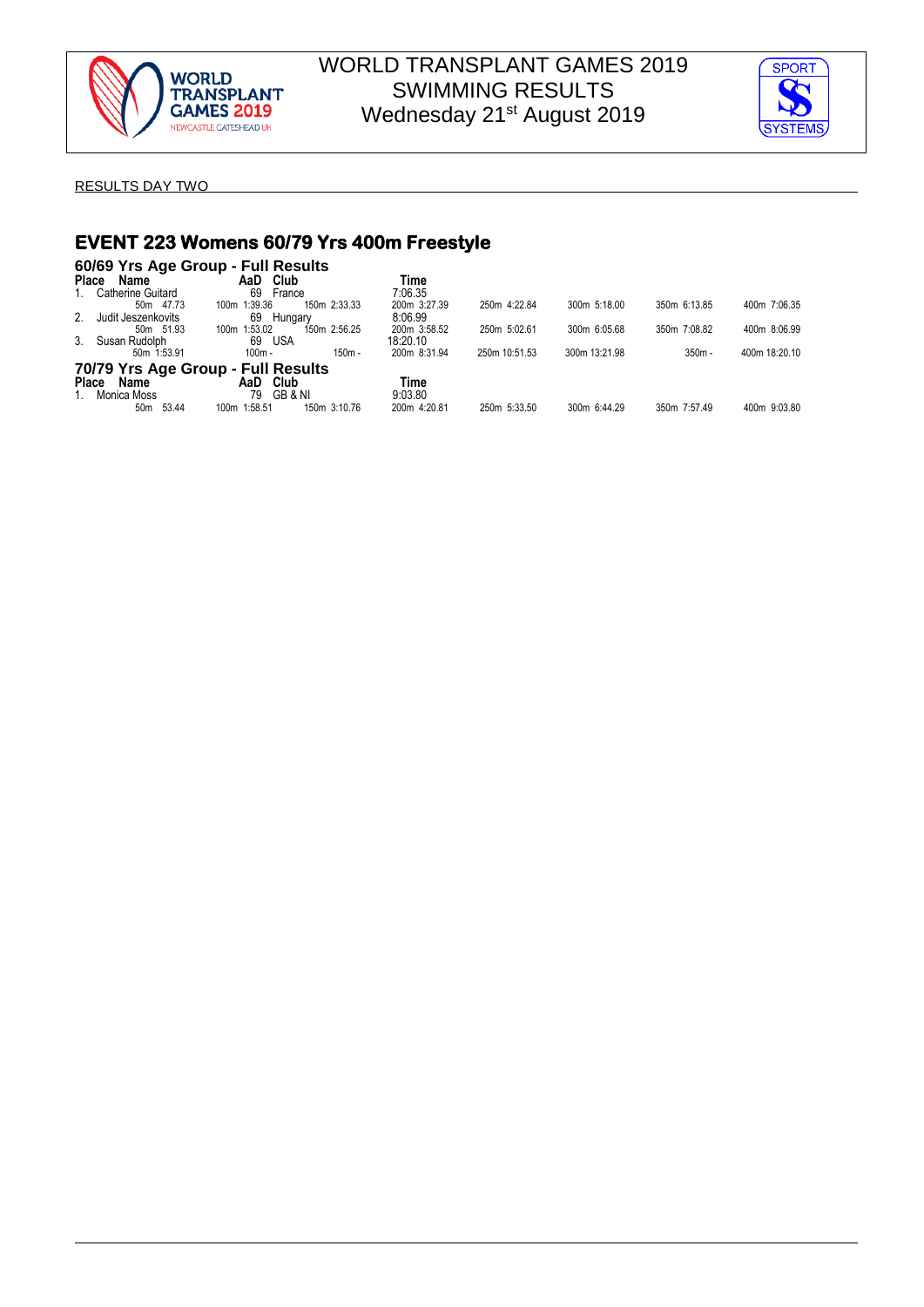# WORLD TRANSPLANT GAMES 2019
## SWIMMING RESULTS
### Wednesday 21st August 2019

RESULTS DAY TWO

## EVENT 223 Womens 60/79 Yrs 400m Freestyle

### 60/69 Yrs Age Group - Full Results

| Place | Name | AaD | Club | Time |
|---|---|---|---|---|
| 1. | Catherine Guitard | 69 | France | 7:06.35 |
| | 50m 47.73 / 100m 1:39.36 / 150m 2:33.33 / 200m 3:27.39 / 250m 4:22.84 / 300m 5:18.00 / 350m 6:13.85 / 400m 7:06.35 | | | |
| 2. | Judit Jeszenkovits | 69 | Hungary | 8:06.99 |
| | 50m 51.93 / 100m 1:53.02 / 150m 2:56.25 / 200m 3:58.52 / 250m 5:02.61 / 300m 6:05.68 / 350m 7:08.82 / 400m 8:06.99 | | | |
| 3. | Susan Rudolph | 69 | USA | 18:20.10 |
| | 50m 1:53.91 / 100m - / 150m - / 200m 8:31.94 / 250m 10:51.53 / 300m 13:21.98 / 350m - / 400m 18:20.10 | | | |

### 70/79 Yrs Age Group - Full Results

| Place | Name | AaD | Club | Time |
|---|---|---|---|---|
| 1. | Monica Moss | 79 | GB & NI | 9:03.80 |
| | 50m 53.44 / 100m 1:58.51 / 150m 3:10.76 / 200m 4:20.81 / 250m 5:33.50 / 300m 6:44.29 / 350m 7:57.49 / 400m 9:03.80 | | | |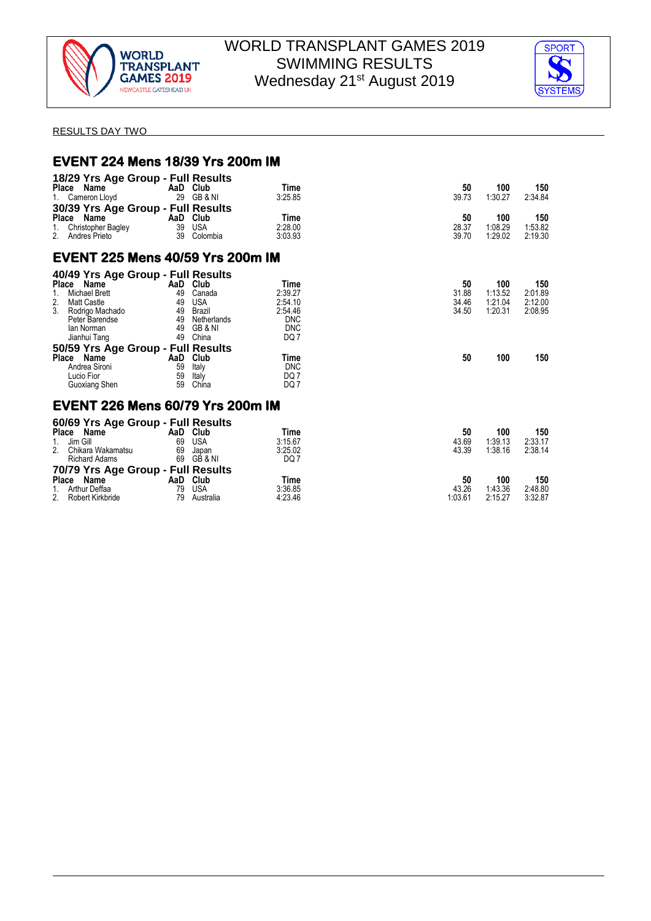# WORLD TRANSPLANT GAMES 2019
# SWIMMING RESULTS
# Wednesday 21st August 2019

RESULTS DAY TWO

## EVENT 224 Mens 18/39 Yrs 200m IM

### 18/29 Yrs Age Group - Full Results

| Place | Name | AaD | Club | Time | 50 | 100 | 150 |
|---|---|---|---|---|---|---|---|
| 1. | Cameron Lloyd | 29 | GB & NI | 3:25.85 | 39.73 | 1:30.27 | 2:34.84 |

### 30/39 Yrs Age Group - Full Results

| Place | Name | AaD | Club | Time | 50 | 100 | 150 |
|---|---|---|---|---|---|---|---|
| 1. | Christopher Bagley | 39 | USA | 2:28.00 | 28.37 | 1:08.29 | 1:53.82 |
| 2. | Andres Prieto | 39 | Colombia | 3:03.93 | 39.70 | 1:29.02 | 2:19.30 |

## EVENT 225 Mens 40/59 Yrs 200m IM

### 40/49 Yrs Age Group - Full Results

| Place | Name | AaD | Club | Time | 50 | 100 | 150 |
|---|---|---|---|---|---|---|---|
| 1. | Michael Brett | 49 | Canada | 2:39.27 | 31.88 | 1:13.52 | 2:01.89 |
| 2. | Matt Castle | 49 | USA | 2:54.10 | 34.46 | 1:21.04 | 2:12.00 |
| 3. | Rodrigo Machado | 49 | Brazil | 2:54.46 | 34.50 | 1:20.31 | 2:08.95 |
| | Peter Barendse | 49 | Netherlands | DNC | | | |
| | Ian Norman | 49 | GB & NI | DNC | | | |
| | Jianhui Tang | 49 | China | DQ 7 | | | |

### 50/59 Yrs Age Group - Full Results

| Place | Name | AaD | Club | Time | 50 | 100 | 150 |
|---|---|---|---|---|---|---|---|
| | Andrea Sironi | 59 | Italy | DNC | | | |
| | Lucio Fior | 59 | Italy | DQ 7 | | | |
| | Guoxiang Shen | 59 | China | DQ 7 | | | |

## EVENT 226 Mens 60/79 Yrs 200m IM

### 60/69 Yrs Age Group - Full Results

| Place | Name | AaD | Club | Time | 50 | 100 | 150 |
|---|---|---|---|---|---|---|---|
| 1. | Jim Gill | 69 | USA | 3:15.67 | 43.69 | 1:39.13 | 2:33.17 |
| 2. | Chikara Wakamatsu | 69 | Japan | 3:25.02 | 43.39 | 1:38.16 | 2:38.14 |
| | Richard Adams | 69 | GB & NI | DQ 7 | | | |

### 70/79 Yrs Age Group - Full Results

| Place | Name | AaD | Club | Time | 50 | 100 | 150 |
|---|---|---|---|---|---|---|---|
| 1. | Arthur Deffaa | 79 | USA | 3:36.85 | 43.26 | 1:43.36 | 2:48.80 |
| 2. | Robert Kirkbride | 79 | Australia | 4:23.46 | 1:03.61 | 2:15.27 | 3:32.87 |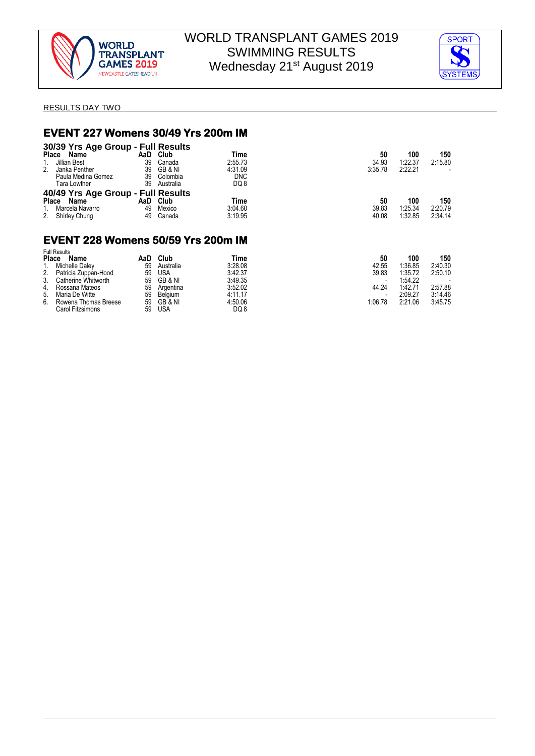WORLD TRANSPLANT GAMES 2019
SWIMMING RESULTS
Wednesday 21st August 2019

RESULTS DAY TWO

## EVENT 227 Womens 30/49 Yrs 200m IM

### 30/39 Yrs Age Group - Full Results

| Place | Name | AaD | Club | Time | 50 | 100 | 150 |
|---|---|---|---|---|---|---|---|
| 1. | Jillian Best | 39 | Canada | 2:55.73 | 34.93 | 1:22.37 | 2:15.80 |
| 2. | Janka Penther | 39 | GB & NI | 4:31.09 | 3:35.78 | 2:22.21 | - |
| | Paula Medina Gomez | 39 | Colombia | DNC | | | |
| | Tara Lowther | 39 | Australia | DQ 8 | | | |

### 40/49 Yrs Age Group - Full Results

| Place | Name | AaD | Club | Time | 50 | 100 | 150 |
|---|---|---|---|---|---|---|---|
| 1. | Marcela Navarro | 49 | Mexico | 3:04.60 | 39.83 | 1:25.34 | 2:20.79 |
| 2. | Shirley Chung | 49 | Canada | 3:19.95 | 40.08 | 1:32.85 | 2:34.14 |

## EVENT 228 Womens 50/59 Yrs 200m IM

Full Results

| Place | Name | AaD | Club | Time | 50 | 100 | 150 |
|---|---|---|---|---|---|---|---|
| 1. | Michelle Daley | 59 | Australia | 3:28.08 | 42.55 | 1:36.85 | 2:40.30 |
| 2. | Patricia Zuppan-Hood | 59 | USA | 3:42.37 | 39.83 | 1:35.72 | 2:50.10 |
| 3. | Catherine Whitworth | 59 | GB & NI | 3:49.35 | - | 1:54.22 | - |
| 4. | Rossana Mateos | 59 | Argentina | 3:52.02 | 44.24 | 1:42.71 | 2:57.88 |
| 5. | Maria De Witte | 59 | Belgium | 4:11.17 | - | 2:09.27 | 3:14.46 |
| 6. | Rowena Thomas Breese | 59 | GB & NI | 4:50.06 | 1:06.78 | 2:21.06 | 3:45.75 |
| | Carol Fitzsimons | 59 | USA | DQ 8 | | | |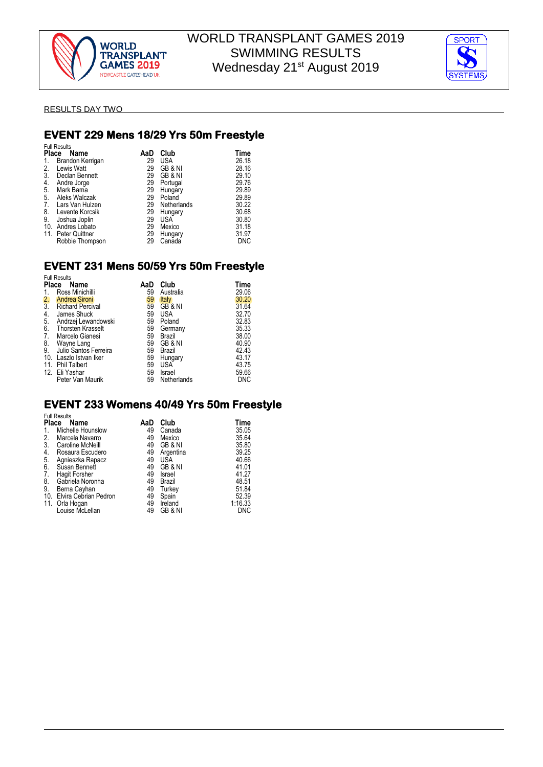# WORLD TRANSPLANT GAMES 2019
# SWIMMING RESULTS
# Wednesday 21st August 2019

RESULTS DAY TWO

## EVENT 229 Mens 18/29 Yrs 50m Freestyle

Full Results

| Place | Name | AaD | Club | Time |
|---|---|---|---|---|
| 1. | Brandon Kerrigan | 29 | USA | 26.18 |
| 2. | Lewis Watt | 29 | GB & NI | 28.16 |
| 3. | Declan Bennett | 29 | GB & NI | 29.10 |
| 4. | Andre Jorge | 29 | Portugal | 29.76 |
| 5. | Mark Bama | 29 | Hungary | 29.89 |
| 5. | Aleks Walczak | 29 | Poland | 29.89 |
| 7. | Lars Van Hulzen | 29 | Netherlands | 30.22 |
| 8. | Levente Korcsik | 29 | Hungary | 30.68 |
| 9. | Joshua Joplin | 29 | USA | 30.80 |
| 10. | Andres Lobato | 29 | Mexico | 31.18 |
| 11. | Peter Quittner | 29 | Hungary | 31.97 |
| | Robbie Thompson | 29 | Canada | DNC |

## EVENT 231 Mens 50/59 Yrs 50m Freestyle

Full Results

| Place | Name | AaD | Club | Time |
|---|---|---|---|---|
| 1. | Ross Minichilli | 59 | Australia | 29.06 |
| 2. | Andrea Sironi | 59 | Italy | 30.20 |
| 3. | Richard Percival | 59 | GB & NI | 31.64 |
| 4. | James Shuck | 59 | USA | 32.70 |
| 5. | Andrzej Lewandowski | 59 | Poland | 32.83 |
| 6. | Thorsten Krasselt | 59 | Germany | 35.33 |
| 7. | Marcelo Gianesi | 59 | Brazil | 38.00 |
| 8. | Wayne Lang | 59 | GB & NI | 40.90 |
| 9. | Julio Santos Ferreira | 59 | Brazil | 42.43 |
| 10. | Laszlo Istvan Iker | 59 | Hungary | 43.17 |
| 11. | Phil Talbert | 59 | USA | 43.75 |
| 12. | Eli Yashar | 59 | Israel | 59.66 |
| | Peter Van Maurik | 59 | Netherlands | DNC |

## EVENT 233 Womens 40/49 Yrs 50m Freestyle

Full Results

| Place | Name | AaD | Club | Time |
|---|---|---|---|---|
| 1. | Michelle Hounslow | 49 | Canada | 35.05 |
| 2. | Marcela Navarro | 49 | Mexico | 35.64 |
| 3. | Caroline McNeill | 49 | GB & NI | 35.80 |
| 4. | Rosaura Escudero | 49 | Argentina | 39.25 |
| 5. | Agnieszka Rapacz | 49 | USA | 40.66 |
| 6. | Susan Bennett | 49 | GB & NI | 41.01 |
| 7. | Hagit Forsher | 49 | Israel | 41.27 |
| 8. | Gabriela Noronha | 49 | Brazil | 48.51 |
| 9. | Berna Cayhan | 49 | Turkey | 51.84 |
| 10. | Elvira Cebrian Pedron | 49 | Spain | 52.39 |
| 11. | Orla Hogan | 49 | Ireland | 1:16.33 |
| | Louise McLellan | 49 | GB & NI | DNC |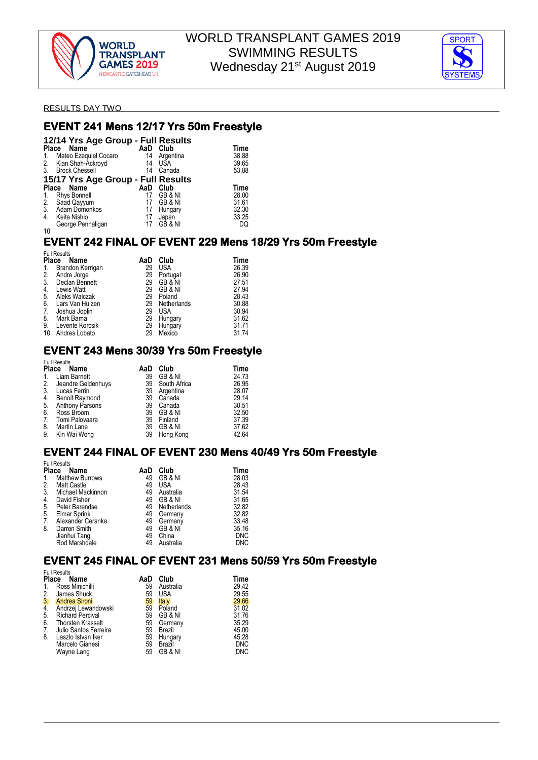# WORLD TRANSPLANT GAMES 2019
# SWIMMING RESULTS
# Wednesday 21st August 2019

RESULTS DAY TWO

## EVENT 241 Mens 12/17 Yrs 50m Freestyle

### 12/14 Yrs Age Group - Full Results

| Place | Name | AaD | Club | Time |
|---|---|---|---|---|
| 1. | Mateo Ezequiel Cocaro | 14 | Argentina | 38.88 |
| 2. | Kian Shah-Ackroyd | 14 | USA | 39.65 |
| 3. | Brock Chessell | 14 | Canada | 53.88 |

### 15/17 Yrs Age Group - Full Results

| Place | Name | AaD | Club | Time |
|---|---|---|---|---|
| 1. | Rhys Bonnell | 17 | GB & NI | 28.00 |
| 2. | Saad Qayyum | 17 | GB & NI | 31.61 |
| 3. | Adam Domonkos | 17 | Hungary | 32.30 |
| 4. | Keita Nishio | 17 | Japan | 33.25 |
| | George Penhaligan | 17 | GB & NI | DQ |

10

## EVENT 242 FINAL OF EVENT 229 Mens 18/29 Yrs 50m Freestyle

Full Results

| Place | Name | AaD | Club | Time |
|---|---|---|---|---|
| 1. | Brandon Kerrigan | 29 | USA | 26.39 |
| 2. | Andre Jorge | 29 | Portugal | 26.90 |
| 3. | Declan Bennett | 29 | GB & NI | 27.51 |
| 4. | Lewis Watt | 29 | GB & NI | 27.94 |
| 5. | Aleks Walczak | 29 | Poland | 28.43 |
| 6. | Lars Van Hulzen | 29 | Netherlands | 30.88 |
| 7. | Joshua Joplin | 29 | USA | 30.94 |
| 8. | Mark Barna | 29 | Hungary | 31.62 |
| 9. | Levente Korcsik | 29 | Hungary | 31.71 |
| 10. | Andres Lobato | 29 | Mexico | 31.74 |

## EVENT 243 Mens 30/39 Yrs 50m Freestyle

Full Results

| Place | Name | AaD | Club | Time |
|---|---|---|---|---|
| 1. | Liam Barnett | 39 | GB & NI | 24.73 |
| 2. | Jeandre Geldenhuys | 39 | South Africa | 26.95 |
| 3. | Lucas Ferrini | 39 | Argentina | 28.07 |
| 4. | Benoit Raymond | 39 | Canada | 29.14 |
| 5. | Anthony Parsons | 39 | Canada | 30.51 |
| 6. | Ross Broom | 39 | GB & NI | 32.50 |
| 7. | Tomi Palovaara | 39 | Finland | 37.39 |
| 8. | Martin Lane | 39 | GB & NI | 37.62 |
| 9. | Kin Wai Wong | 39 | Hong Kong | 42.64 |

## EVENT 244 FINAL OF EVENT 230 Mens 40/49 Yrs 50m Freestyle

Full Results

| Place | Name | AaD | Club | Time |
|---|---|---|---|---|
| 1. | Matthew Burrows | 49 | GB & NI | 28.03 |
| 2. | Matt Castle | 49 | USA | 28.43 |
| 3. | Michael Mackinnon | 49 | Australia | 31.54 |
| 4. | David Fisher | 49 | GB & NI | 31.65 |
| 5. | Peter Barendse | 49 | Netherlands | 32.82 |
| 5. | Elmar Sprink | 49 | Germany | 32.82 |
| 7. | Alexander Ceranka | 49 | Germany | 33.48 |
| 8. | Darren Smith | 49 | GB & NI | 35.16 |
| | Jianhui Tang | 49 | China | DNC |
| | Rod Marshdale | 49 | Australia | DNC |

## EVENT 245 FINAL OF EVENT 231 Mens 50/59 Yrs 50m Freestyle

Full Results

| Place | Name | AaD | Club | Time |
|---|---|---|---|---|
| 1. | Ross Minichilli | 59 | Australia | 29.42 |
| 2. | James Shuck | 59 | USA | 29.55 |
| 3. | Andrea Sironi | 59 | Italy | 29.66 |
| 4. | Andrzej Lewandowski | 59 | Poland | 31.02 |
| 5. | Richard Percival | 59 | GB & NI | 31.76 |
| 6. | Thorsten Krasselt | 59 | Germany | 35.29 |
| 7. | Julio Santos Ferreira | 59 | Brazil | 45.00 |
| 8. | Laszlo Istvan Iker | 59 | Hungary | 45.28 |
| | Marcelo Gianesi | 59 | Brazil | DNC |
| | Wayne Lang | 59 | GB & NI | DNC |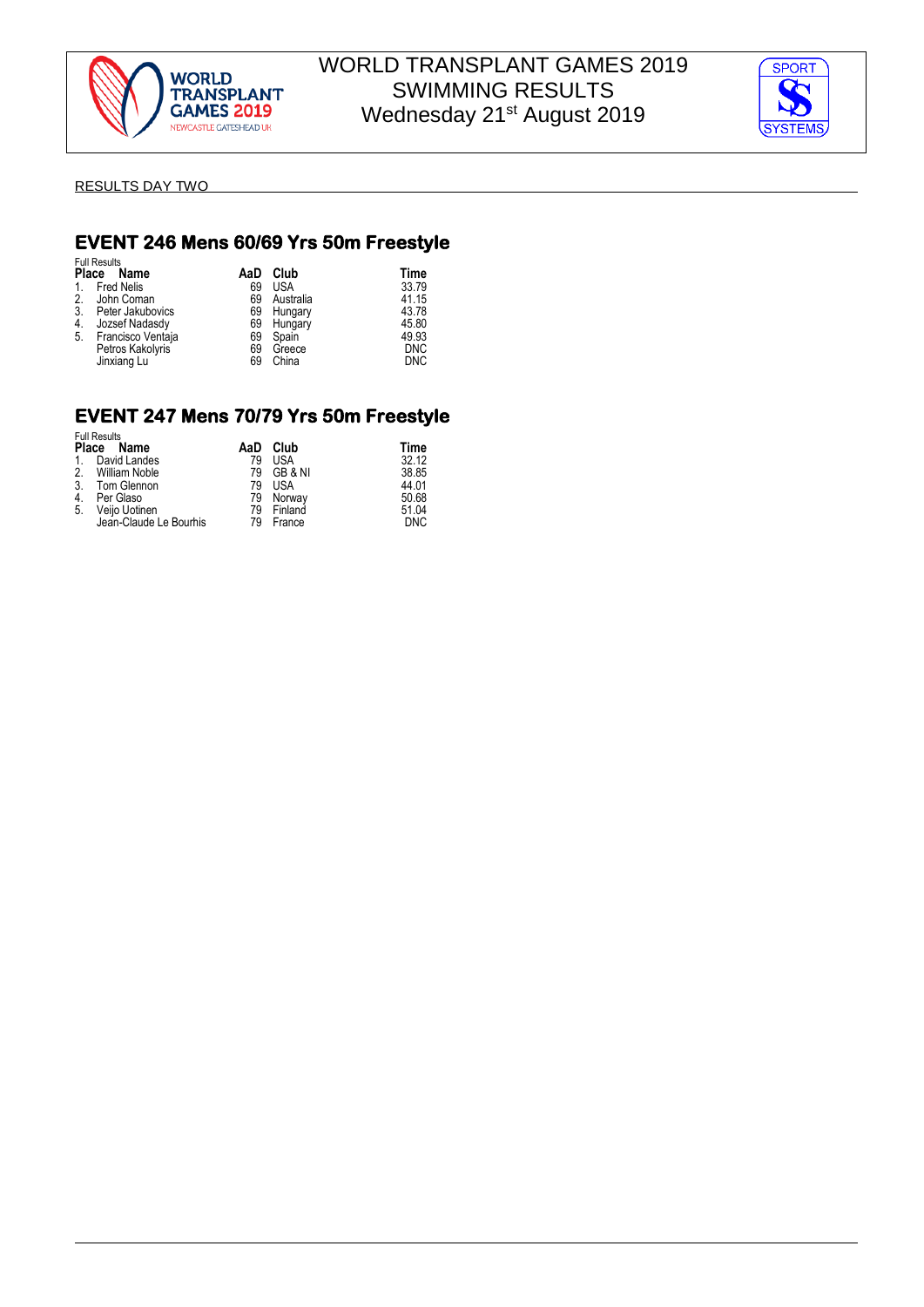RESULTS DAY TWO

## EVENT 246 Mens 60/69 Yrs 50m Freestyle

Full Results

| Place | Name | AaD | Club | Time |
|---|---|---|---|---|
| 1. | Fred Nelis | 69 | USA | 33.79 |
| 2. | John Coman | 69 | Australia | 41.15 |
| 3. | Peter Jakubovics | 69 | Hungary | 43.78 |
| 4. | Jozsef Nadasdy | 69 | Hungary | 45.80 |
| 5. | Francisco Ventaja | 69 | Spain | 49.93 |
| | Petros Kakolyris | 69 | Greece | DNC |
| | Jinxiang Lu | 69 | China | DNC |

## EVENT 247 Mens 70/79 Yrs 50m Freestyle

Full Results

| Place | Name | AaD | Club | Time |
|---|---|---|---|---|
| 1. | David Landes | 79 | USA | 32.12 |
| 2. | William Noble | 79 | GB & NI | 38.85 |
| 3. | Tom Glennon | 79 | USA | 44.01 |
| 4. | Per Glaso | 79 | Norway | 50.68 |
| 5. | Veijo Uotinen | 79 | Finland | 51.04 |
| | Jean-Claude Le Bourhis | 79 | France | DNC |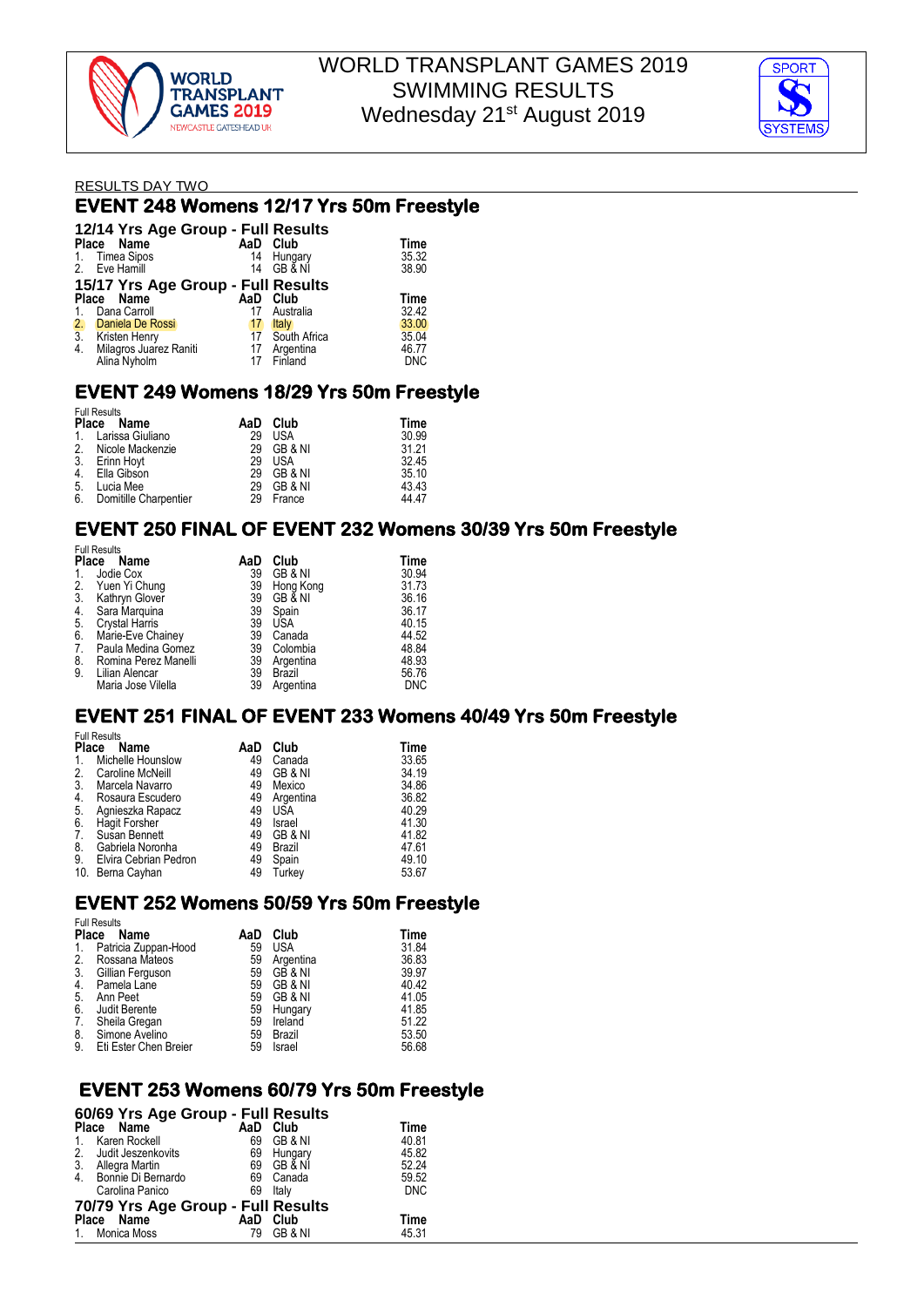# WORLD TRANSPLANT GAMES 2019
# SWIMMING RESULTS
# Wednesday 21st August 2019

RESULTS DAY TWO

## EVENT 248 Womens 12/17 Yrs 50m Freestyle

### 12/14 Yrs Age Group - Full Results

| Place | Name | AaD | Club | Time |
|---|---|---|---|---|
| 1. | Timea Sipos | 14 | Hungary | 35.32 |
| 2. | Eve Hamill | 14 | GB & NI | 38.90 |

### 15/17 Yrs Age Group - Full Results

| Place | Name | AaD | Club | Time |
|---|---|---|---|---|
| 1. | Dana Carroll | 17 | Australia | 32.42 |
| 2. | Daniela De Rossi | 17 | Italy | 33.00 |
| 3. | Kristen Henry | 17 | South Africa | 35.04 |
| 4. | Milagros Juarez Raniti | 17 | Argentina | 46.77 |
| | Alina Nyholm | 17 | Finland | DNC |

## EVENT 249 Womens 18/29 Yrs 50m Freestyle

Full Results

| Place | Name | AaD | Club | Time |
|---|---|---|---|---|
| 1. | Larissa Giuliano | 29 | USA | 30.99 |
| 2. | Nicole Mackenzie | 29 | GB & NI | 31.21 |
| 3. | Erinn Hoyt | 29 | USA | 32.45 |
| 4. | Ella Gibson | 29 | GB & NI | 35.10 |
| 5. | Lucia Mee | 29 | GB & NI | 43.43 |
| 6. | Domitille Charpentier | 29 | France | 44.47 |

## EVENT 250 FINAL OF EVENT 232 Womens 30/39 Yrs 50m Freestyle

Full Results

| Place | Name | AaD | Club | Time |
|---|---|---|---|---|
| 1. | Jodie Cox | 39 | GB & NI | 30.94 |
| 2. | Yuen Yi Chung | 39 | Hong Kong | 31.73 |
| 3. | Kathryn Glover | 39 | GB & NI | 36.16 |
| 4. | Sara Marquina | 39 | Spain | 36.17 |
| 5. | Crystal Harris | 39 | USA | 40.15 |
| 6. | Marie-Eve Chainey | 39 | Canada | 44.52 |
| 7. | Paula Medina Gomez | 39 | Colombia | 48.84 |
| 8. | Romina Perez Manelli | 39 | Argentina | 48.93 |
| 9. | Lilian Alencar | 39 | Brazil | 56.76 |
| | Maria Jose Vilella | 39 | Argentina | DNC |

## EVENT 251 FINAL OF EVENT 233 Womens 40/49 Yrs 50m Freestyle

Full Results

| Place | Name | AaD | Club | Time |
|---|---|---|---|---|
| 1. | Michelle Hounslow | 49 | Canada | 33.65 |
| 2. | Caroline McNeill | 49 | GB & NI | 34.19 |
| 3. | Marcela Navarro | 49 | Mexico | 34.86 |
| 4. | Rosaura Escudero | 49 | Argentina | 36.82 |
| 5. | Agnieszka Rapacz | 49 | USA | 40.29 |
| 6. | Hagit Forsher | 49 | Israel | 41.30 |
| 7. | Susan Bennett | 49 | GB & NI | 41.82 |
| 8. | Gabriela Noronha | 49 | Brazil | 47.61 |
| 9. | Elvira Cebrian Pedron | 49 | Spain | 49.10 |
| 10. | Berna Cayhan | 49 | Turkey | 53.67 |

## EVENT 252 Womens 50/59 Yrs 50m Freestyle

Full Results

| Place | Name | AaD | Club | Time |
|---|---|---|---|---|
| 1. | Patricia Zuppan-Hood | 59 | USA | 31.84 |
| 2. | Rossana Mateos | 59 | Argentina | 36.83 |
| 3. | Gillian Ferguson | 59 | GB & NI | 39.97 |
| 4. | Pamela Lane | 59 | GB & NI | 40.42 |
| 5. | Ann Peet | 59 | GB & NI | 41.05 |
| 6. | Judit Berente | 59 | Hungary | 41.85 |
| 7. | Sheila Gregan | 59 | Ireland | 51.22 |
| 8. | Simone Avelino | 59 | Brazil | 53.50 |
| 9. | Eti Ester Chen Breier | 59 | Israel | 56.68 |

## EVENT 253 Womens 60/79 Yrs 50m Freestyle

### 60/69 Yrs Age Group - Full Results

| Place | Name | AaD | Club | Time |
|---|---|---|---|---|
| 1. | Karen Rockell | 69 | GB & NI | 40.81 |
| 2. | Judit Jeszenkovits | 69 | Hungary | 45.82 |
| 3. | Allegra Martin | 69 | GB & NI | 52.24 |
| 4. | Bonnie Di Bernardo | 69 | Canada | 59.52 |
| | Carolina Panico | 69 | Italy | DNC |

### 70/79 Yrs Age Group - Full Results

| Place | Name | AaD | Club | Time |
|---|---|---|---|---|
| 1. | Monica Moss | 79 | GB & NI | 45.31 |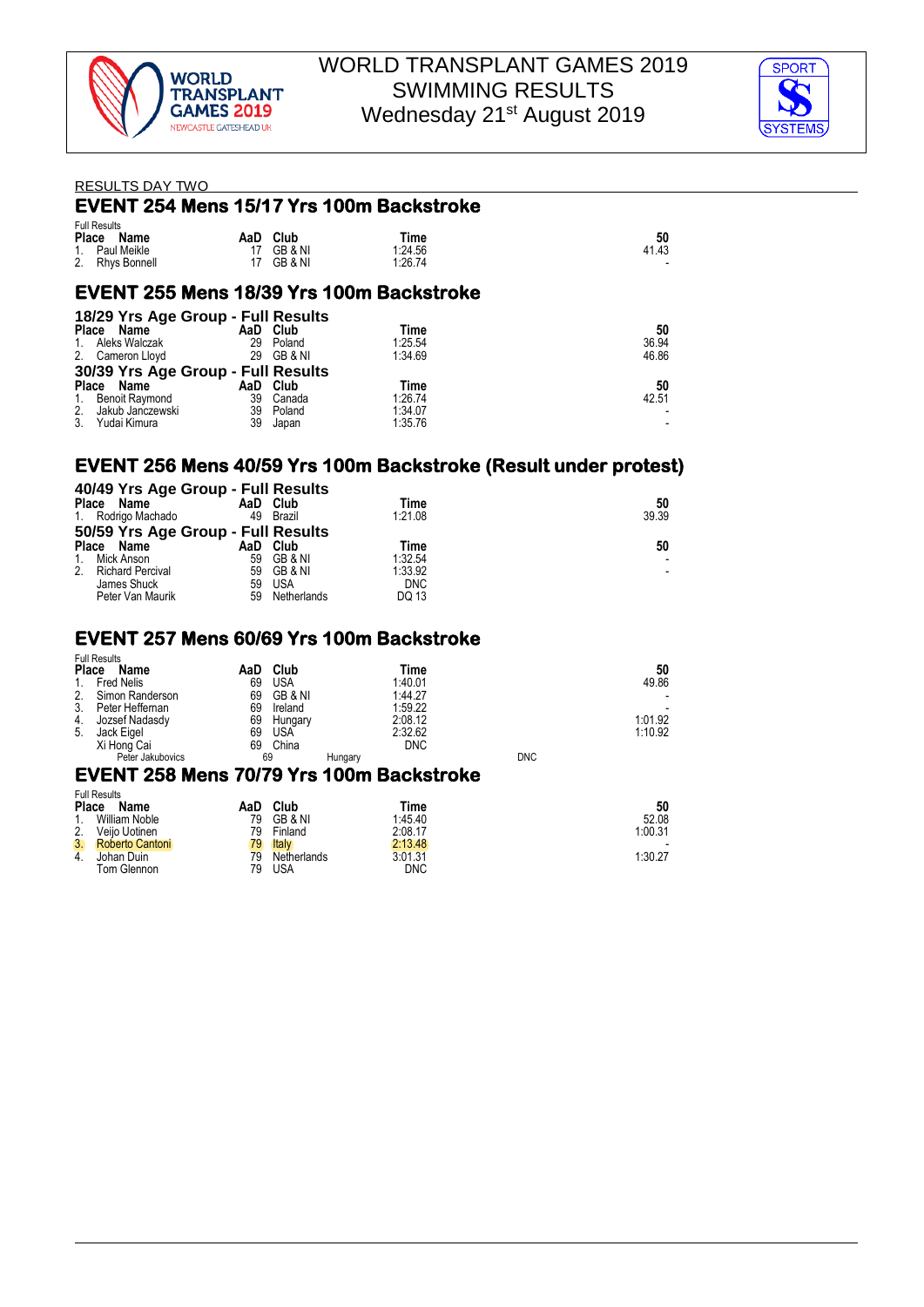# WORLD TRANSPLANT GAMES 2019
## SWIMMING RESULTS
### Wednesday 21st August 2019

RESULTS DAY TWO

## EVENT 254 Mens 15/17 Yrs 100m Backstroke

Full Results

| Place | Name | AaD | Club | Time | 50 |
|---|---|---|---|---|---|
| 1. | Paul Meikle | 17 | GB & NI | 1:24.56 | 41.43 |
| 2. | Rhys Bonnell | 17 | GB & NI | 1:26.74 | - |

## EVENT 255 Mens 18/39 Yrs 100m Backstroke

### 18/29 Yrs Age Group - Full Results

| Place | Name | AaD | Club | Time | 50 |
|---|---|---|---|---|---|
| 1. | Aleks Walczak | 29 | Poland | 1:25.54 | 36.94 |
| 2. | Cameron Lloyd | 29 | GB & NI | 1:34.69 | 46.86 |

### 30/39 Yrs Age Group - Full Results

| Place | Name | AaD | Club | Time | 50 |
|---|---|---|---|---|---|
| 1. | Benoit Raymond | 39 | Canada | 1:26.74 | 42.51 |
| 2. | Jakub Janczewski | 39 | Poland | 1:34.07 | - |
| 3. | Yudai Kimura | 39 | Japan | 1:35.76 | - |

## EVENT 256 Mens 40/59 Yrs 100m Backstroke (Result under protest)

### 40/49 Yrs Age Group - Full Results

| Place | Name | AaD | Club | Time | 50 |
|---|---|---|---|---|---|
| 1. | Rodrigo Machado | 49 | Brazil | 1:21.08 | 39.39 |

### 50/59 Yrs Age Group - Full Results

| Place | Name | AaD | Club | Time | 50 |
|---|---|---|---|---|---|
| 1. | Mick Anson | 59 | GB & NI | 1:32.54 | - |
| 2. | Richard Percival | 59 | GB & NI | 1:33.92 | - |
| | James Shuck | 59 | USA | DNC | |
| | Peter Van Maurik | 59 | Netherlands | DQ 13 | |

## EVENT 257 Mens 60/69 Yrs 100m Backstroke

Full Results

| Place | Name | AaD | Club | Time | 50 |
|---|---|---|---|---|---|
| 1. | Fred Nelis | 69 | USA | 1:40.01 | 49.86 |
| 2. | Simon Randerson | 69 | GB & NI | 1:44.27 | - |
| 3. | Peter Heffernan | 69 | Ireland | 1:59.22 | - |
| 4. | Jozsef Nadasdy | 69 | Hungary | 2:08.12 | 1:01.92 |
| 5. | Jack Eigel | 69 | USA | 2:32.62 | 1:10.92 |
| | Xi Hong Cai | 69 | China | DNC | |
| | Peter Jakubovics | 69 | Hungary | DNC | |

## EVENT 258 Mens 70/79 Yrs 100m Backstroke

Full Results

| Place | Name | AaD | Club | Time | 50 |
|---|---|---|---|---|---|
| 1. | William Noble | 79 | GB & NI | 1:45.40 | 52.08 |
| 2. | Veijo Uotinen | 79 | Finland | 2:08.17 | 1:00.31 |
| 3. | Roberto Cantoni | 79 | Italy | 2:13.48 | - |
| 4. | Johan Duin | 79 | Netherlands | 3:01.31 | 1:30.27 |
| | Tom Glennon | 79 | USA | DNC | |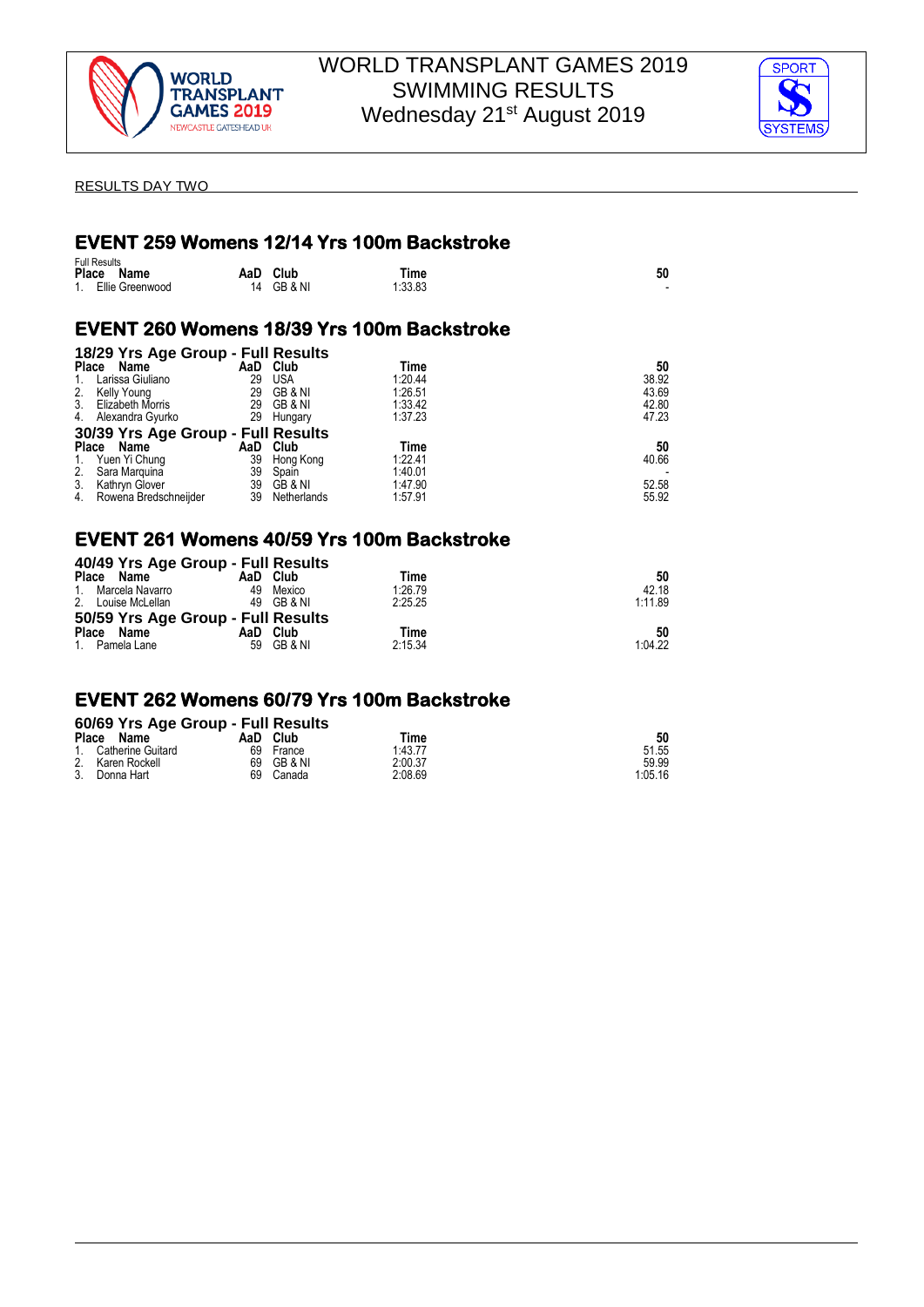WORLD TRANSPLANT GAMES 2019
SWIMMING RESULTS
Wednesday 21st August 2019

RESULTS DAY TWO

## EVENT 259 Womens 12/14 Yrs 100m Backstroke

Full Results

| Place | Name | AaD | Club | Time | 50 |
|---|---|---|---|---|---|
| 1. | Ellie Greenwood | 14 | GB & NI | 1:33.83 | - |

## EVENT 260 Womens 18/39 Yrs 100m Backstroke

### 18/29 Yrs Age Group - Full Results

| Place | Name | AaD | Club | Time | 50 |
|---|---|---|---|---|---|
| 1. | Larissa Giuliano | 29 | USA | 1:20.44 | 38.92 |
| 2. | Kelly Young | 29 | GB & NI | 1:26.51 | 43.69 |
| 3. | Elizabeth Morris | 29 | GB & NI | 1:33.42 | 42.80 |
| 4. | Alexandra Gyurko | 29 | Hungary | 1:37.23 | 47.23 |

### 30/39 Yrs Age Group - Full Results

| Place | Name | AaD | Club | Time | 50 |
|---|---|---|---|---|---|
| 1. | Yuen Yi Chung | 39 | Hong Kong | 1:22.41 | 40.66 |
| 2. | Sara Marquina | 39 | Spain | 1:40.01 | - |
| 3. | Kathryn Glover | 39 | GB & NI | 1:47.90 | 52.58 |
| 4. | Rowena Bredschneijder | 39 | Netherlands | 1:57.91 | 55.92 |

## EVENT 261 Womens 40/59 Yrs 100m Backstroke

### 40/49 Yrs Age Group - Full Results

| Place | Name | AaD | Club | Time | 50 |
|---|---|---|---|---|---|
| 1. | Marcela Navarro | 49 | Mexico | 1:26.79 | 42.18 |
| 2. | Louise McLellan | 49 | GB & NI | 2:25.25 | 1:11.89 |

### 50/59 Yrs Age Group - Full Results

| Place | Name | AaD | Club | Time | 50 |
|---|---|---|---|---|---|
| 1. | Pamela Lane | 59 | GB & NI | 2:15.34 | 1:04.22 |

## EVENT 262 Womens 60/79 Yrs 100m Backstroke

### 60/69 Yrs Age Group - Full Results

| Place | Name | AaD | Club | Time | 50 |
|---|---|---|---|---|---|
| 1. | Catherine Guitard | 69 | France | 1:43.77 | 51.55 |
| 2. | Karen Rockell | 69 | GB & NI | 2:00.37 | 59.99 |
| 3. | Donna Hart | 69 | Canada | 2:08.69 | 1:05.16 |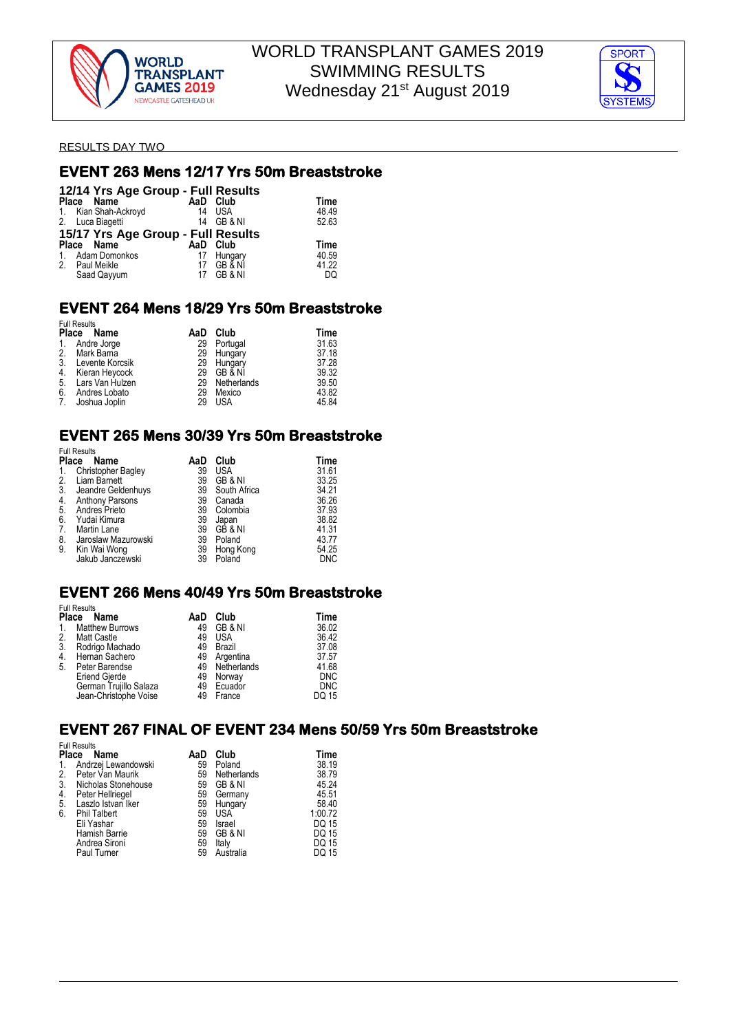# WORLD TRANSPLANT GAMES 2019
# SWIMMING RESULTS
# Wednesday 21st August 2019

RESULTS DAY TWO

## EVENT 263 Mens 12/17 Yrs 50m Breaststroke

### 12/14 Yrs Age Group - Full Results

| Place | Name | AaD | Club | Time |
|---|---|---|---|---|
| 1. | Kian Shah-Ackroyd | 14 | USA | 48.49 |
| 2. | Luca Biagetti | 14 | GB & NI | 52.63 |

### 15/17 Yrs Age Group - Full Results

| Place | Name | AaD | Club | Time |
|---|---|---|---|---|
| 1. | Adam Domonkos | 17 | Hungary | 40.59 |
| 2. | Paul Meikle | 17 | GB & NI | 41.22 |
| | Saad Qayyum | 17 | GB & NI | DQ |

## EVENT 264 Mens 18/29 Yrs 50m Breaststroke

Full Results

| Place | Name | AaD | Club | Time |
|---|---|---|---|---|
| 1. | Andre Jorge | 29 | Portugal | 31.63 |
| 2. | Mark Barna | 29 | Hungary | 37.18 |
| 3. | Levente Korcsik | 29 | Hungary | 37.28 |
| 4. | Kieran Heycock | 29 | GB & NI | 39.32 |
| 5. | Lars Van Hulzen | 29 | Netherlands | 39.50 |
| 6. | Andres Lobato | 29 | Mexico | 43.82 |
| 7. | Joshua Joplin | 29 | USA | 45.84 |

## EVENT 265 Mens 30/39 Yrs 50m Breaststroke

Full Results

| Place | Name | AaD | Club | Time |
|---|---|---|---|---|
| 1. | Christopher Bagley | 39 | USA | 31.61 |
| 2. | Liam Barnett | 39 | GB & NI | 33.25 |
| 3. | Jeandre Geldenhuys | 39 | South Africa | 34.21 |
| 4. | Anthony Parsons | 39 | Canada | 36.26 |
| 5. | Andres Prieto | 39 | Colombia | 37.93 |
| 6. | Yudai Kimura | 39 | Japan | 38.82 |
| 7. | Martin Lane | 39 | GB & NI | 41.31 |
| 8. | Jaroslaw Mazurowski | 39 | Poland | 43.77 |
| 9. | Kin Wai Wong | 39 | Hong Kong | 54.25 |
| | Jakub Janczewski | 39 | Poland | DNC |

## EVENT 266 Mens 40/49 Yrs 50m Breaststroke

Full Results

| Place | Name | AaD | Club | Time |
|---|---|---|---|---|
| 1. | Matthew Burrows | 49 | GB & NI | 36.02 |
| 2. | Matt Castle | 49 | USA | 36.42 |
| 3. | Rodrigo Machado | 49 | Brazil | 37.08 |
| 4. | Hernan Sachero | 49 | Argentina | 37.57 |
| 5. | Peter Barendse | 49 | Netherlands | 41.68 |
| | Eriend Gjerde | 49 | Norway | DNC |
| | German Trujillo Salaza | 49 | Ecuador | DNC |
| | Jean-Christophe Voise | 49 | France | DQ 15 |

## EVENT 267 FINAL OF EVENT 234 Mens 50/59 Yrs 50m Breaststroke

Full Results

| Place | Name | AaD | Club | Time |
|---|---|---|---|---|
| 1. | Andrzej Lewandowski | 59 | Poland | 38.19 |
| 2. | Peter Van Maurik | 59 | Netherlands | 38.79 |
| 3. | Nicholas Stonehouse | 59 | GB & NI | 45.24 |
| 4. | Peter Hellriegel | 59 | Germany | 45.51 |
| 5. | Laszlo Istvan Iker | 59 | Hungary | 58.40 |
| 6. | Phil Talbert | 59 | USA | 1:00.72 |
| | Eli Yashar | 59 | Israel | DQ 15 |
| | Hamish Barrie | 59 | GB & NI | DQ 15 |
| | Andrea Sironi | 59 | Italy | DQ 15 |
| | Paul Turner | 59 | Australia | DQ 15 |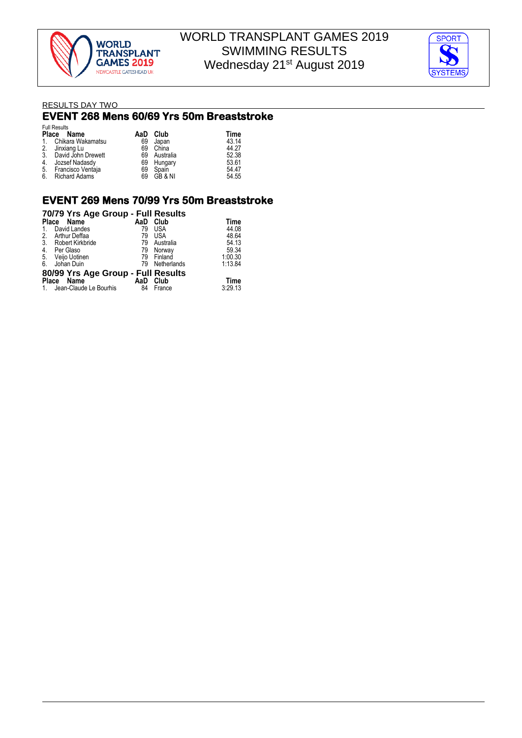WORLD TRANSPLANT GAMES 2019
SWIMMING RESULTS
Wednesday 21st August 2019

RESULTS DAY TWO

## EVENT 268 Mens 60/69 Yrs 50m Breaststroke

Full Results

| Place | Name | AaD | Club | Time |
|---|---|---|---|---|
| 1. | Chikara Wakamatsu | 69 | Japan | 43.14 |
| 2. | Jinxiang Lu | 69 | China | 44.27 |
| 3. | David John Drewett | 69 | Australia | 52.38 |
| 4. | Jozsef Nadasdy | 69 | Hungary | 53.61 |
| 5. | Francisco Ventaja | 69 | Spain | 54.47 |
| 6. | Richard Adams | 69 | GB & NI | 54.55 |

## EVENT 269 Mens 70/99 Yrs 50m Breaststroke

### 70/79 Yrs Age Group - Full Results

| Place | Name | AaD | Club | Time |
|---|---|---|---|---|
| 1. | David Landes | 79 | USA | 44.08 |
| 2. | Arthur Deffaa | 79 | USA | 48.64 |
| 3. | Robert Kirkbride | 79 | Australia | 54.13 |
| 4. | Per Glaso | 79 | Norway | 59.34 |
| 5. | Veijo Uotinen | 79 | Finland | 1:00.30 |
| 6. | Johan Duin | 79 | Netherlands | 1:13.84 |

### 80/99 Yrs Age Group - Full Results

| Place | Name | AaD | Club | Time |
|---|---|---|---|---|
| 1. | Jean-Claude Le Bourhis | 84 | France | 3:29.13 |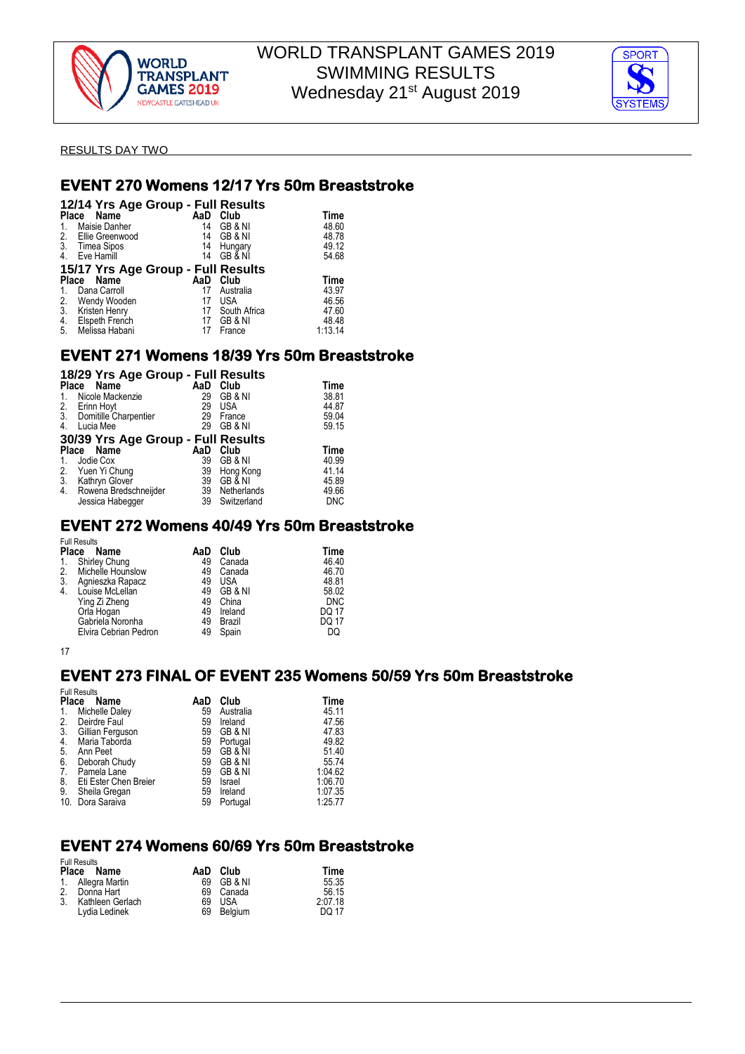WORLD TRANSPLANT GAMES 2019
SWIMMING RESULTS
Wednesday 21st August 2019

RESULTS DAY TWO

## EVENT 270 Womens 12/17 Yrs 50m Breaststroke

### 12/14 Yrs Age Group - Full Results

| Place | Name | AaD | Club | Time |
|---|---|---|---|---|
| 1. | Maisie Danher | 14 | GB & NI | 48.60 |
| 2. | Ellie Greenwood | 14 | GB & NI | 48.78 |
| 3. | Timea Sipos | 14 | Hungary | 49.12 |
| 4. | Eve Hamill | 14 | GB & NI | 54.68 |

### 15/17 Yrs Age Group - Full Results

| Place | Name | AaD | Club | Time |
|---|---|---|---|---|
| 1. | Dana Carroll | 17 | Australia | 43.97 |
| 2. | Wendy Wooden | 17 | USA | 46.56 |
| 3. | Kristen Henry | 17 | South Africa | 47.60 |
| 4. | Elspeth French | 17 | GB & NI | 48.48 |
| 5. | Melissa Habani | 17 | France | 1:13.14 |

## EVENT 271 Womens 18/39 Yrs 50m Breaststroke

### 18/29 Yrs Age Group - Full Results

| Place | Name | AaD | Club | Time |
|---|---|---|---|---|
| 1. | Nicole Mackenzie | 29 | GB & NI | 38.81 |
| 2. | Erinn Hoyt | 29 | USA | 44.87 |
| 3. | Domitille Charpentier | 29 | France | 59.04 |
| 4. | Lucia Mee | 29 | GB & NI | 59.15 |

### 30/39 Yrs Age Group - Full Results

| Place | Name | AaD | Club | Time |
|---|---|---|---|---|
| 1. | Jodie Cox | 39 | GB & NI | 40.99 |
| 2. | Yuen Yi Chung | 39 | Hong Kong | 41.14 |
| 3. | Kathryn Glover | 39 | GB & NI | 45.89 |
| 4. | Rowena Bredschneijder | 39 | Netherlands | 49.66 |
| | Jessica Habegger | 39 | Switzerland | DNC |

## EVENT 272 Womens 40/49 Yrs 50m Breaststroke

Full Results

| Place | Name | AaD | Club | Time |
|---|---|---|---|---|
| 1. | Shirley Chung | 49 | Canada | 46.40 |
| 2. | Michelle Hounslow | 49 | Canada | 46.70 |
| 3. | Agnieszka Rapacz | 49 | USA | 48.81 |
| 4. | Louise McLellan | 49 | GB & NI | 58.02 |
| | Ying Zi Zheng | 49 | China | DNC |
| | Orla Hogan | 49 | Ireland | DQ 17 |
| | Gabriela Noronha | 49 | Brazil | DQ 17 |
| | Elvira Cebrian Pedron | 49 | Spain | DQ |

17

## EVENT 273 FINAL OF EVENT 235 Womens 50/59 Yrs 50m Breaststroke

Full Results

| Place | Name | AaD | Club | Time |
|---|---|---|---|---|
| 1. | Michelle Daley | 59 | Australia | 45.11 |
| 2. | Deirdre Faul | 59 | Ireland | 47.56 |
| 3. | Gillian Ferguson | 59 | GB & NI | 47.83 |
| 4. | Maria Taborda | 59 | Portugal | 49.82 |
| 5. | Ann Peet | 59 | GB & NI | 51.40 |
| 6. | Deborah Chudy | 59 | GB & NI | 55.74 |
| 7. | Pamela Lane | 59 | GB & NI | 1:04.62 |
| 8. | Eti Ester Chen Breier | 59 | Israel | 1:06.70 |
| 9. | Sheila Gregan | 59 | Ireland | 1:07.35 |
| 10. | Dora Saraiva | 59 | Portugal | 1:25.77 |

## EVENT 274 Womens 60/69 Yrs 50m Breaststroke

Full Results

| Place | Name | AaD | Club | Time |
|---|---|---|---|---|
| 1. | Allegra Martin | 69 | GB & NI | 55.35 |
| 2. | Donna Hart | 69 | Canada | 56.15 |
| 3. | Kathleen Gerlach | 69 | USA | 2:07.18 |
| | Lydia Ledinek | 69 | Belgium | DQ 17 |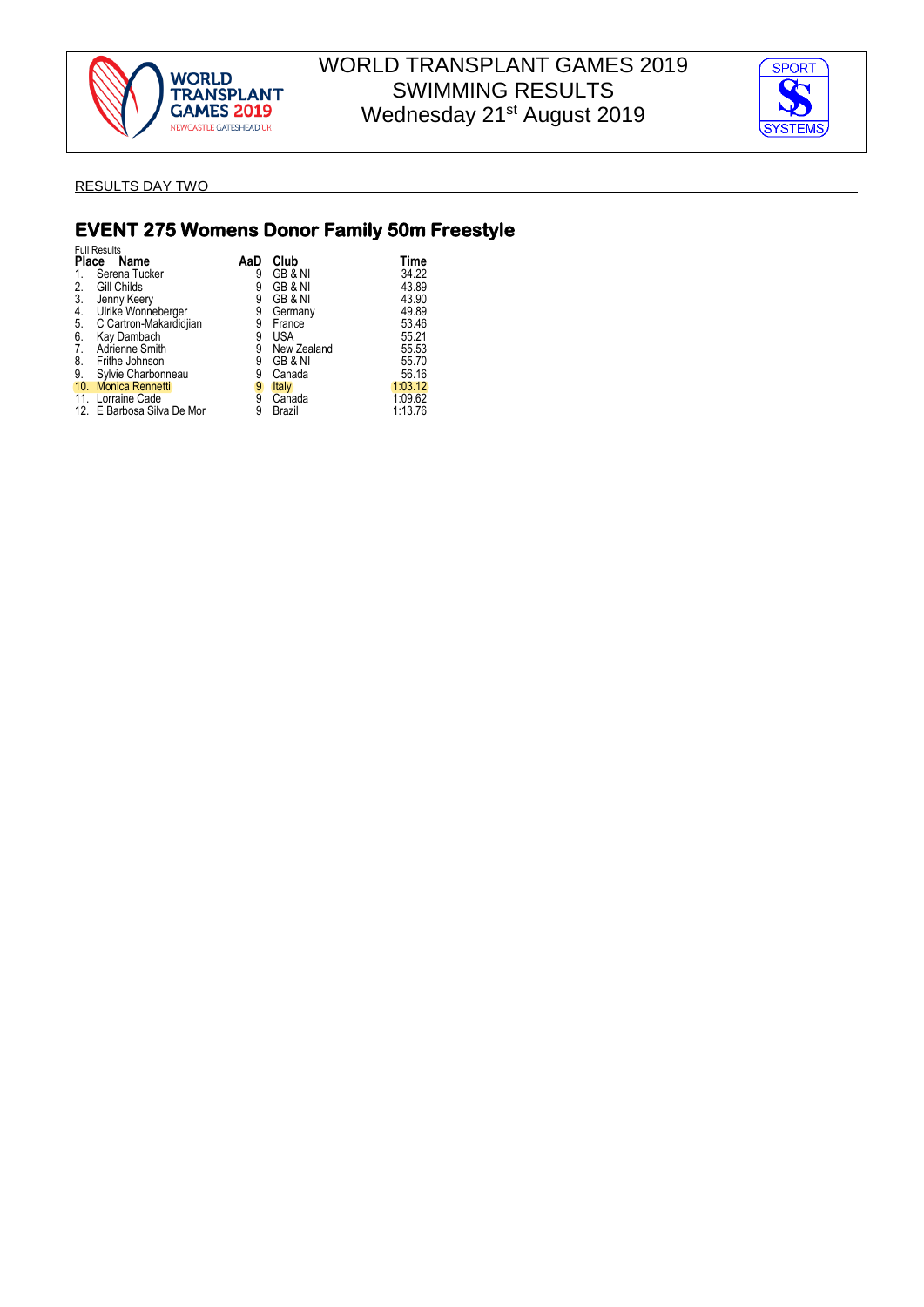WORLD TRANSPLANT GAMES 2019
SWIMMING RESULTS
Wednesday 21st August 2019

RESULTS DAY TWO

## EVENT 275 Womens Donor Family 50m Freestyle

Full Results

| Place | Name | AaD | Club | Time |
|---|---|---|---|---|
| 1. | Serena Tucker | 9 | GB & NI | 34.22 |
| 2. | Gill Childs | 9 | GB & NI | 43.89 |
| 3. | Jenny Keery | 9 | GB & NI | 43.90 |
| 4. | Ulrike Wonneberger | 9 | Germany | 49.89 |
| 5. | C Cartron-Makardidjian | 9 | France | 53.46 |
| 6. | Kay Dambach | 9 | USA | 55.21 |
| 7. | Adrienne Smith | 9 | New Zealand | 55.53 |
| 8. | Frithe Johnson | 9 | GB & NI | 55.70 |
| 9. | Sylvie Charbonneau | 9 | Canada | 56.16 |
| 10. | Monica Rennetti | 9 | Italy | 1:03.12 |
| 11. | Lorraine Cade | 9 | Canada | 1:09.62 |
| 12. | E Barbosa Silva De Mor | 9 | Brazil | 1:13.76 |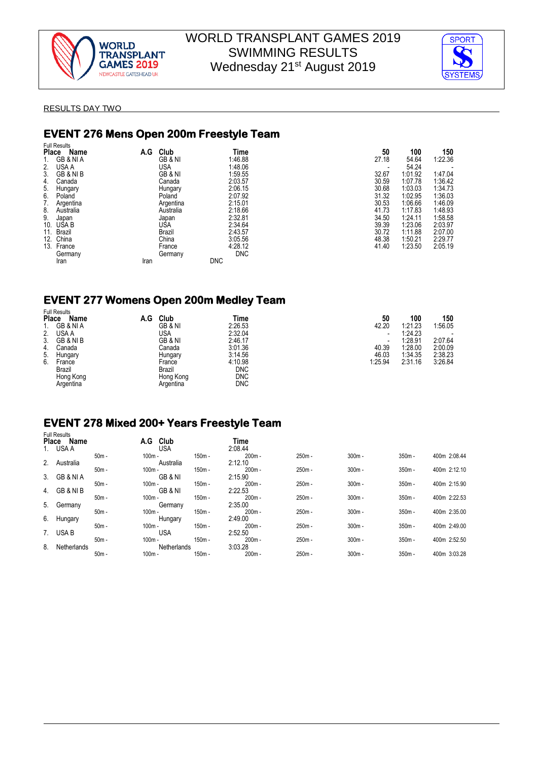# WORLD TRANSPLANT GAMES 2019
# SWIMMING RESULTS
# Wednesday 21st August 2019

RESULTS DAY TWO

## EVENT 276 Mens Open 200m Freestyle Team

Full Results

| Place | Name | A.G | Club | Time | 50 | 100 | 150 |
|---|---|---|---|---|---|---|---|
| 1. | GB & NI A | | GB & NI | 1:46.88 | 27.18 | 54.64 | 1:22.36 |
| 2. | USA A | | USA | 1:48.06 | - | 54.24 | - |
| 3. | GB & NI B | | GB & NI | 1:59.55 | 32.67 | 1:01.92 | 1:47.04 |
| 4. | Canada | | Canada | 2:03.57 | 30.59 | 1:07.78 | 1:36.42 |
| 5. | Hungary | | Hungary | 2:06.15 | 30.68 | 1:03.03 | 1:34.73 |
| 6. | Poland | | Poland | 2:07.92 | 31.32 | 1:02.95 | 1:36.03 |
| 7. | Argentina | | Argentina | 2:15.01 | 30.53 | 1:06.66 | 1:46.09 |
| 8. | Australia | | Australia | 2:18.66 | 41.73 | 1:17.83 | 1:48.93 |
| 9. | Japan | | Japan | 2:32.81 | 34.50 | 1:24.11 | 1:58.58 |
| 10. | USA B | | USA | 2:34.64 | 39.39 | 1:23.06 | 2:03.97 |
| 11. | Brazil | | Brazil | 2:43.57 | 30.72 | 1:11.88 | 2:07.00 |
| 12. | China | | China | 3:05.56 | 48.38 | 1:50.21 | 2:29.77 |
| 13. | France | | France | 4:28.12 | 41.40 | 1:23.50 | 2:05.19 |
| | Germany | | Germany | DNC | | | |
| | Iran | | Iran | DNC | | | |

## EVENT 277 Womens Open 200m Medley Team

Full Results

| Place | Name | A.G | Club | Time | 50 | 100 | 150 |
|---|---|---|---|---|---|---|---|
| 1. | GB & NI A | | GB & NI | 2:26.53 | 42.20 | 1:21.23 | 1:56.05 |
| 2. | USA A | | USA | 2:32.04 | - | 1:24.23 | - |
| 3. | GB & NI B | | GB & NI | 2:46.17 | - | 1:28.91 | 2:07.64 |
| 4. | Canada | | Canada | 3:01.36 | 40.39 | 1:28.00 | 2:00.09 |
| 5. | Hungary | | Hungary | 3:14.56 | 46.03 | 1:34.35 | 2:38.23 |
| 6. | France | | France | 4:10.98 | 1:25.94 | 2:31.16 | 3:26.84 |
| | Brazil | | Brazil | DNC | | | |
| | Hong Kong | | Hong Kong | DNC | | | |
| | Argentina | | Argentina | DNC | | | |

## EVENT 278 Mixed 200+ Years Freestyle Team

Full Results

| Place | Name | A.G | Club | Time | 50m | 100m | 150m | 200m | 250m | 300m | 350m | 400m |
|---|---|---|---|---|---|---|---|---|---|---|---|---|
| 1. | USA A | | USA | 2:08.44 | - | - | - | - | - | - | - | 2:08.44 |
| 2. | Australia | | Australia | 2:12.10 | - | - | - | - | - | - | - | 2:12.10 |
| 3. | GB & NI A | | GB & NI | 2:15.90 | - | - | - | - | - | - | - | 2:15.90 |
| 4. | GB & NI B | | GB & NI | 2:22.53 | - | - | - | - | - | - | - | 2:22.53 |
| 5. | Germany | | Germany | 2:35.00 | - | - | - | - | - | - | - | 2:35.00 |
| 6. | Hungary | | Hungary | 2:49.00 | - | - | - | - | - | - | - | 2:49.00 |
| 7. | USA B | | USA | 2:52.50 | - | - | - | - | - | - | - | 2:52.50 |
| 8. | Netherlands | | Netherlands | 3:03.28 | - | - | - | - | - | - | - | 3:03.28 |